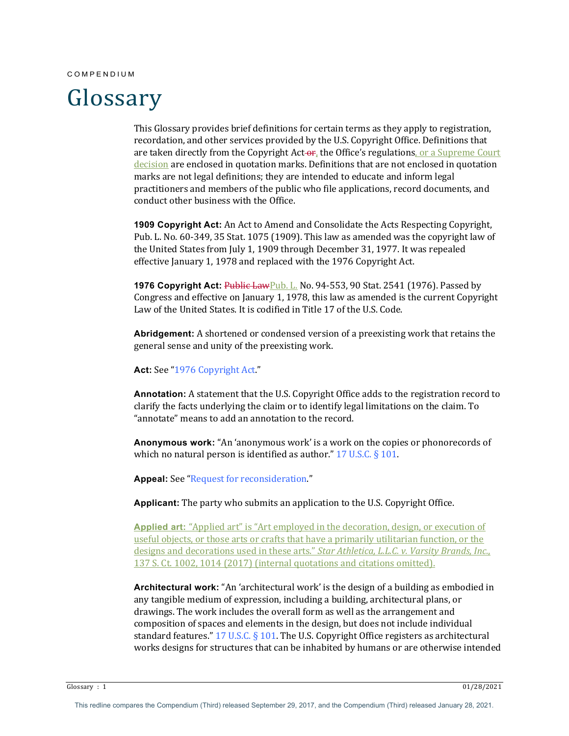COMPENDIUM

# Glossary

This Glossary provides brief definitions for certain terms as they apply to registration, recordation, and other services provided by the U.S. Copyright Office. Definitions that are taken directly from the Copyright Act ~~or~~, the Office's regulations, or a Supreme Court decision are enclosed in quotation marks. Definitions that are not enclosed in quotation marks are not legal definitions; they are intended to educate and inform legal practitioners and members of the public who file applications, record documents, and conduct other business with the Office.

**1909 Copyright Act:** An Act to Amend and Consolidate the Acts Respecting Copyright, Pub. L. No. 60-349, 35 Stat. 1075 (1909). This law as amended was the copyright law of the United States from July 1, 1909 through December 31, 1977. It was repealed effective January 1, 1978 and replaced with the 1976 Copyright Act.

**1976 Copyright Act:** ~~Public Law~~Pub. L. No. 94-553, 90 Stat. 2541 (1976). Passed by Congress and effective on January 1, 1978, this law as amended is the current Copyright Law of the United States. It is codified in Title 17 of the U.S. Code.

**Abridgement:** A shortened or condensed version of a preexisting work that retains the general sense and unity of the preexisting work.

**Act:** See "1976 Copyright Act."

**Annotation:** A statement that the U.S. Copyright Office adds to the registration record to clarify the facts underlying the claim or to identify legal limitations on the claim. To "annotate" means to add an annotation to the record.

**Anonymous work:** "An 'anonymous work' is a work on the copies or phonorecords of which no natural person is identified as author." 17 U.S.C. § 101.

**Appeal:** See "Request for reconsideration."

**Applicant:** The party who submits an application to the U.S. Copyright Office.

**Applied art:** "Applied art" is "Art employed in the decoration, design, or execution of useful objects, or those arts or crafts that have a primarily utilitarian function, or the designs and decorations used in these arts." *Star Athletica, L.L.C. v. Varsity Brands, Inc.*, 137 S. Ct. 1002, 1014 (2017) (internal quotations and citations omitted).

**Architectural work:** "An 'architectural work' is the design of a building as embodied in any tangible medium of expression, including a building, architectural plans, or drawings. The work includes the overall form as well as the arrangement and composition of spaces and elements in the design, but does not include individual standard features." 17 U.S.C. § 101. The U.S. Copyright Office registers as architectural works designs for structures that can be inhabited by humans or are otherwise intended

This redline compares the Compendium (Third) released September 29, 2017, and the Compendium (Third) released January 28, 2021.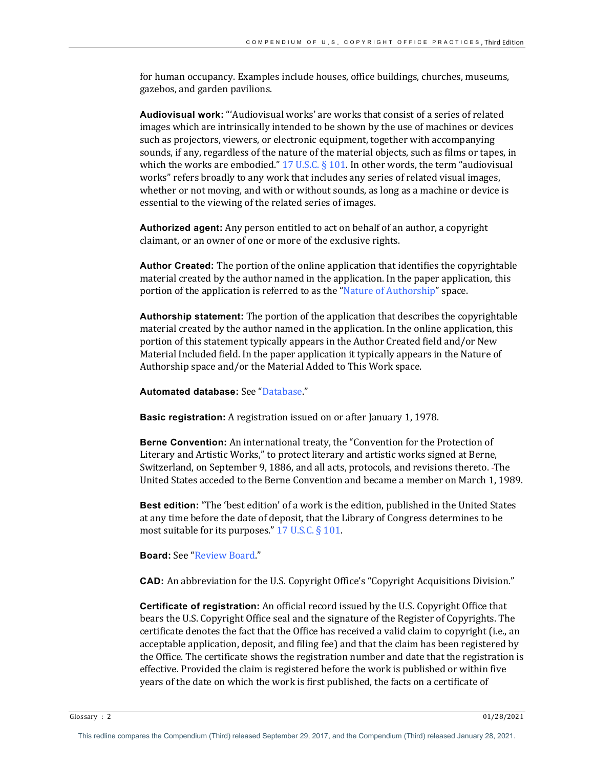for human occupancy. Examples include houses, office buildings, churches, museums, gazebos, and garden pavilions.

**Audiovisual work:** "'Audiovisual works' are works that consist of a series of related images which are intrinsically intended to be shown by the use of machines or devices such as projectors, viewers, or electronic equipment, together with accompanying sounds, if any, regardless of the nature of the material objects, such as films or tapes, in which the works are embodied." 17 U.S.C. § 101. In other words, the term "audiovisual works" refers broadly to any work that includes any series of related visual images, whether or not moving, and with or without sounds, as long as a machine or device is essential to the viewing of the related series of images.

**Authorized agent:** Any person entitled to act on behalf of an author, a copyright claimant, or an owner of one or more of the exclusive rights.

**Author Created:** The portion of the online application that identifies the copyrightable material created by the author named in the application. In the paper application, this portion of the application is referred to as the "Nature of Authorship" space.

**Authorship statement:** The portion of the application that describes the copyrightable material created by the author named in the application. In the online application, this portion of this statement typically appears in the Author Created field and/or New Material Included field. In the paper application it typically appears in the Nature of Authorship space and/or the Material Added to This Work space.

**Automated database:** See "Database."

**Basic registration:** A registration issued on or after January 1, 1978.

**Berne Convention:** An international treaty, the "Convention for the Protection of Literary and Artistic Works," to protect literary and artistic works signed at Berne, Switzerland, on September 9, 1886, and all acts, protocols, and revisions thereto. The United States acceded to the Berne Convention and became a member on March 1, 1989.

**Best edition:** "The 'best edition' of a work is the edition, published in the United States at any time before the date of deposit, that the Library of Congress determines to be most suitable for its purposes." 17 U.S.C. § 101.

**Board:** See "Review Board."

**CAD:** An abbreviation for the U.S. Copyright Office's "Copyright Acquisitions Division."

**Certificate of registration:** An official record issued by the U.S. Copyright Office that bears the U.S. Copyright Office seal and the signature of the Register of Copyrights. The certificate denotes the fact that the Office has received a valid claim to copyright (i.e., an acceptable application, deposit, and filing fee) and that the claim has been registered by the Office. The certificate shows the registration number and date that the registration is effective. Provided the claim is registered before the work is published or within five years of the date on which the work is first published, the facts on a certificate of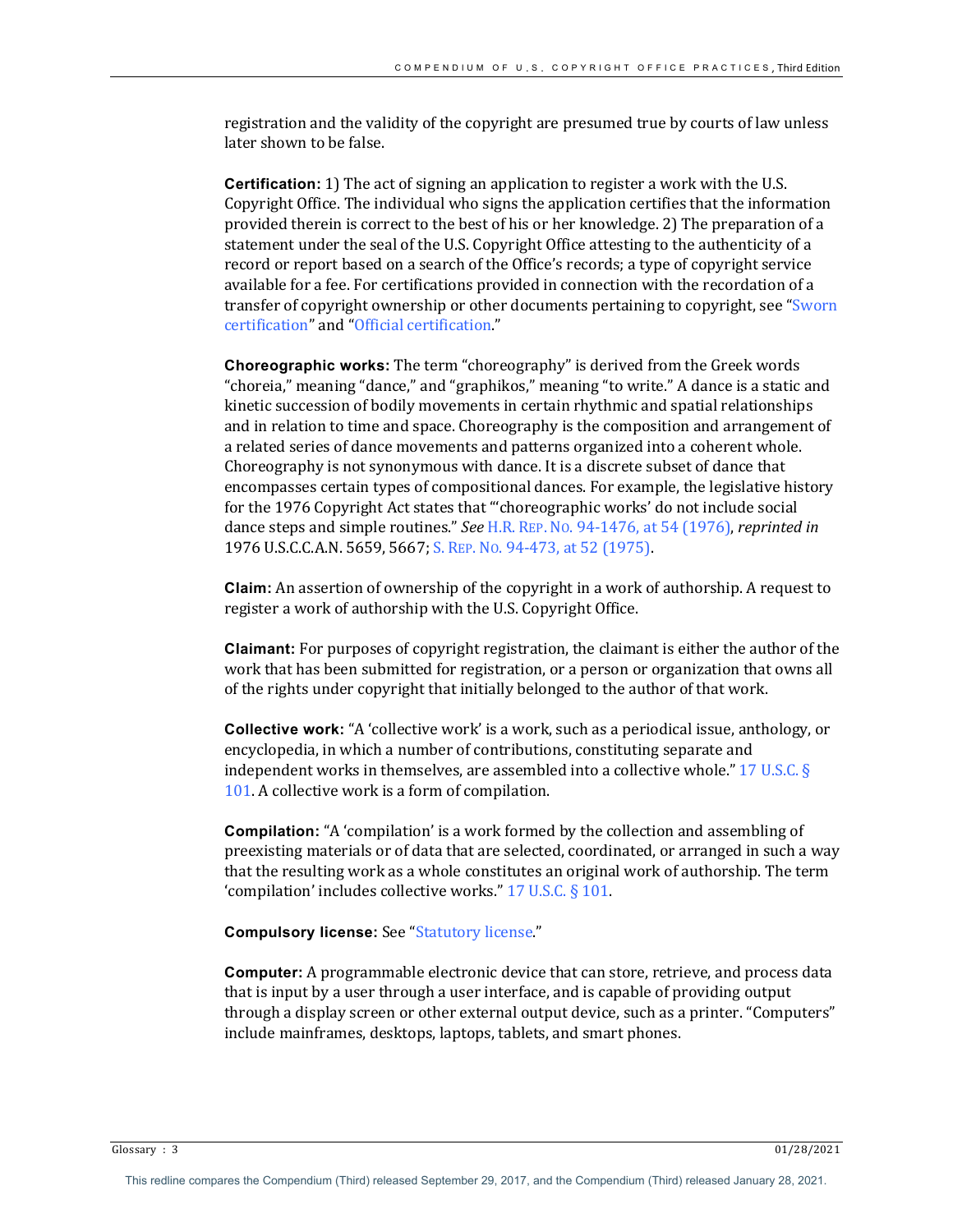registration and the validity of the copyright are presumed true by courts of law unless later shown to be false.

**Certification:** 1) The act of signing an application to register a work with the U.S. Copyright Office. The individual who signs the application certifies that the information provided therein is correct to the best of his or her knowledge. 2) The preparation of a statement under the seal of the U.S. Copyright Office attesting to the authenticity of a record or report based on a search of the Office's records; a type of copyright service available for a fee. For certifications provided in connection with the recordation of a transfer of copyright ownership or other documents pertaining to copyright, see "Sworn certification" and "Official certification."

**Choreographic works:** The term "choreography" is derived from the Greek words "choreia," meaning "dance," and "graphikos," meaning "to write." A dance is a static and kinetic succession of bodily movements in certain rhythmic and spatial relationships and in relation to time and space. Choreography is the composition and arrangement of a related series of dance movements and patterns organized into a coherent whole. Choreography is not synonymous with dance. It is a discrete subset of dance that encompasses certain types of compositional dances. For example, the legislative history for the 1976 Copyright Act states that "'choreographic works' do not include social dance steps and simple routines." *See* H.R. REP. NO. 94-1476, at 54 (1976), *reprinted in* 1976 U.S.C.C.A.N. 5659, 5667; S. REP. NO. 94-473, at 52 (1975).

**Claim:** An assertion of ownership of the copyright in a work of authorship. A request to register a work of authorship with the U.S. Copyright Office.

**Claimant:** For purposes of copyright registration, the claimant is either the author of the work that has been submitted for registration, or a person or organization that owns all of the rights under copyright that initially belonged to the author of that work.

**Collective work:** "A 'collective work' is a work, such as a periodical issue, anthology, or encyclopedia, in which a number of contributions, constituting separate and independent works in themselves, are assembled into a collective whole." 17 U.S.C. § 101. A collective work is a form of compilation.

**Compilation:** "A 'compilation' is a work formed by the collection and assembling of preexisting materials or of data that are selected, coordinated, or arranged in such a way that the resulting work as a whole constitutes an original work of authorship. The term 'compilation' includes collective works." 17 U.S.C. § 101.

**Compulsory license:** See "Statutory license."

**Computer:** A programmable electronic device that can store, retrieve, and process data that is input by a user through a user interface, and is capable of providing output through a display screen or other external output device, such as a printer. "Computers" include mainframes, desktops, laptops, tablets, and smart phones.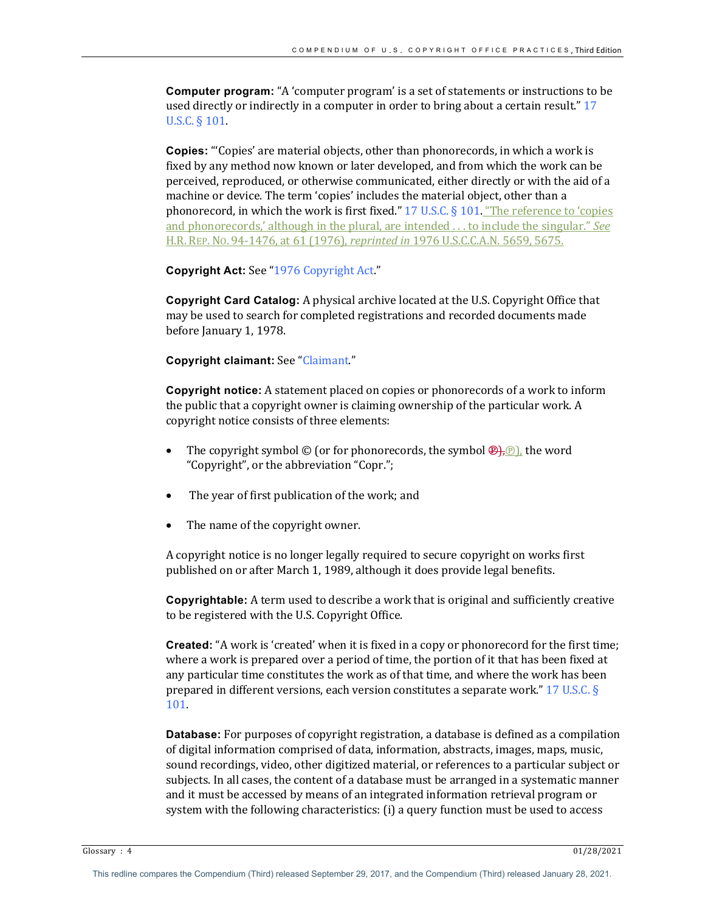**Computer program:** "A 'computer program' is a set of statements or instructions to be used directly or indirectly in a computer in order to bring about a certain result." 17 U.S.C. § 101.

**Copies:** "'Copies' are material objects, other than phonorecords, in which a work is fixed by any method now known or later developed, and from which the work can be perceived, reproduced, or otherwise communicated, either directly or with the aid of a machine or device. The term 'copies' includes the material object, other than a phonorecord, in which the work is first fixed." 17 U.S.C. § 101. "The reference to 'copies and phonorecords,' although in the plural, are intended . . . to include the singular." *See* H.R. REP. NO. 94-1476, at 61 (1976), *reprinted in* 1976 U.S.C.C.A.N. 5659, 5675.

**Copyright Act:** See "1976 Copyright Act."

**Copyright Card Catalog:** A physical archive located at the U.S. Copyright Office that may be used to search for completed registrations and recorded documents made before January 1, 1978.

**Copyright claimant:** See "Claimant."

**Copyright notice:** A statement placed on copies or phonorecords of a work to inform the public that a copyright owner is claiming ownership of the particular work. A copyright notice consists of three elements:

- The copyright symbol © (or for phonorecords, the symbol ℗), ℗), the word "Copyright", or the abbreviation "Copr.";
- The year of first publication of the work; and
- The name of the copyright owner.

A copyright notice is no longer legally required to secure copyright on works first published on or after March 1, 1989, although it does provide legal benefits.

**Copyrightable:** A term used to describe a work that is original and sufficiently creative to be registered with the U.S. Copyright Office.

**Created:** "A work is 'created' when it is fixed in a copy or phonorecord for the first time; where a work is prepared over a period of time, the portion of it that has been fixed at any particular time constitutes the work as of that time, and where the work has been prepared in different versions, each version constitutes a separate work." 17 U.S.C. § 101.

**Database:** For purposes of copyright registration, a database is defined as a compilation of digital information comprised of data, information, abstracts, images, maps, music, sound recordings, video, other digitized material, or references to a particular subject or subjects. In all cases, the content of a database must be arranged in a systematic manner and it must be accessed by means of an integrated information retrieval program or system with the following characteristics: (i) a query function must be used to access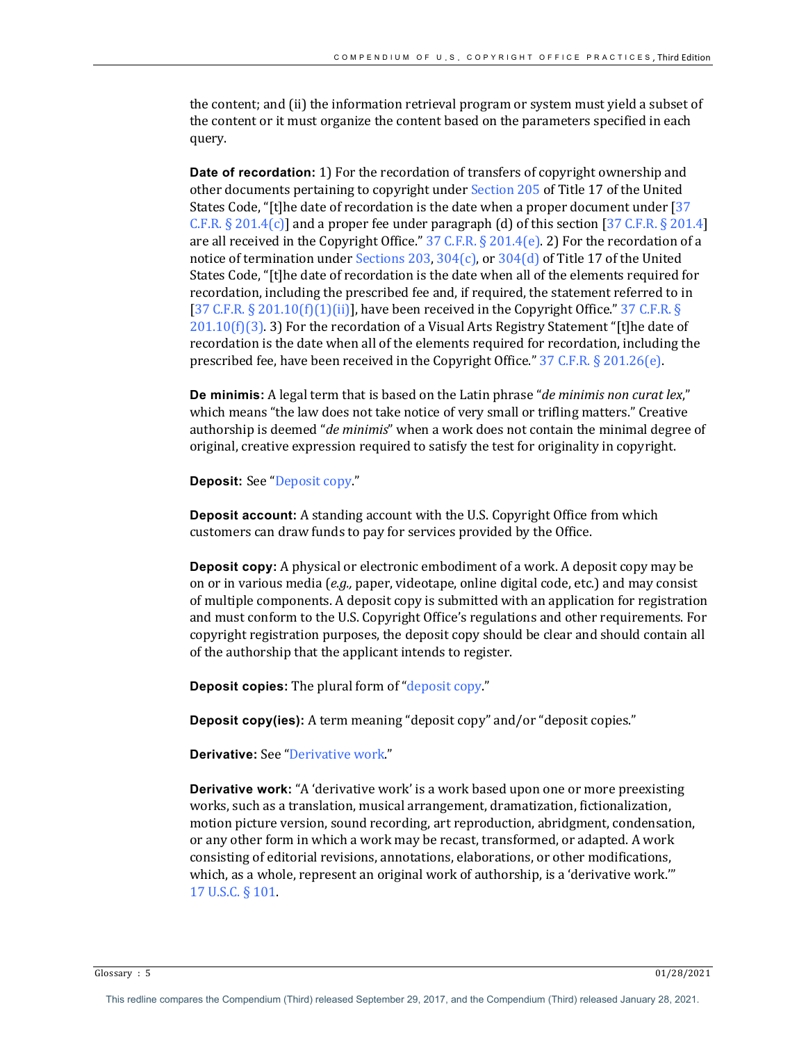the content; and (ii) the information retrieval program or system must yield a subset of the content or it must organize the content based on the parameters specified in each query.

**Date of recordation:** 1) For the recordation of transfers of copyright ownership and other documents pertaining to copyright under Section 205 of Title 17 of the United States Code, "[t]he date of recordation is the date when a proper document under [37 C.F.R. § 201.4(c)] and a proper fee under paragraph (d) of this section [37 C.F.R. § 201.4] are all received in the Copyright Office." 37 C.F.R. § 201.4(e). 2) For the recordation of a notice of termination under Sections 203, 304(c), or 304(d) of Title 17 of the United States Code, "[t]he date of recordation is the date when all of the elements required for recordation, including the prescribed fee and, if required, the statement referred to in [37 C.F.R. § 201.10(f)(1)(ii)], have been received in the Copyright Office." 37 C.F.R. § 201.10(f)(3). 3) For the recordation of a Visual Arts Registry Statement "[t]he date of recordation is the date when all of the elements required for recordation, including the prescribed fee, have been received in the Copyright Office." 37 C.F.R. § 201.26(e).

**De minimis:** A legal term that is based on the Latin phrase "*de minimis non curat lex*," which means "the law does not take notice of very small or trifling matters." Creative authorship is deemed "*de minimis*" when a work does not contain the minimal degree of original, creative expression required to satisfy the test for originality in copyright.

**Deposit:** See "Deposit copy."

**Deposit account:** A standing account with the U.S. Copyright Office from which customers can draw funds to pay for services provided by the Office.

**Deposit copy:** A physical or electronic embodiment of a work. A deposit copy may be on or in various media (*e.g.,* paper, videotape, online digital code, etc.) and may consist of multiple components. A deposit copy is submitted with an application for registration and must conform to the U.S. Copyright Office's regulations and other requirements. For copyright registration purposes, the deposit copy should be clear and should contain all of the authorship that the applicant intends to register.

**Deposit copies:** The plural form of "deposit copy."

**Deposit copy(ies):** A term meaning "deposit copy" and/or "deposit copies."

**Derivative:** See "Derivative work."

**Derivative work:** "A 'derivative work' is a work based upon one or more preexisting works, such as a translation, musical arrangement, dramatization, fictionalization, motion picture version, sound recording, art reproduction, abridgment, condensation, or any other form in which a work may be recast, transformed, or adapted. A work consisting of editorial revisions, annotations, elaborations, or other modifications, which, as a whole, represent an original work of authorship, is a 'derivative work.'" 17 U.S.C. § 101.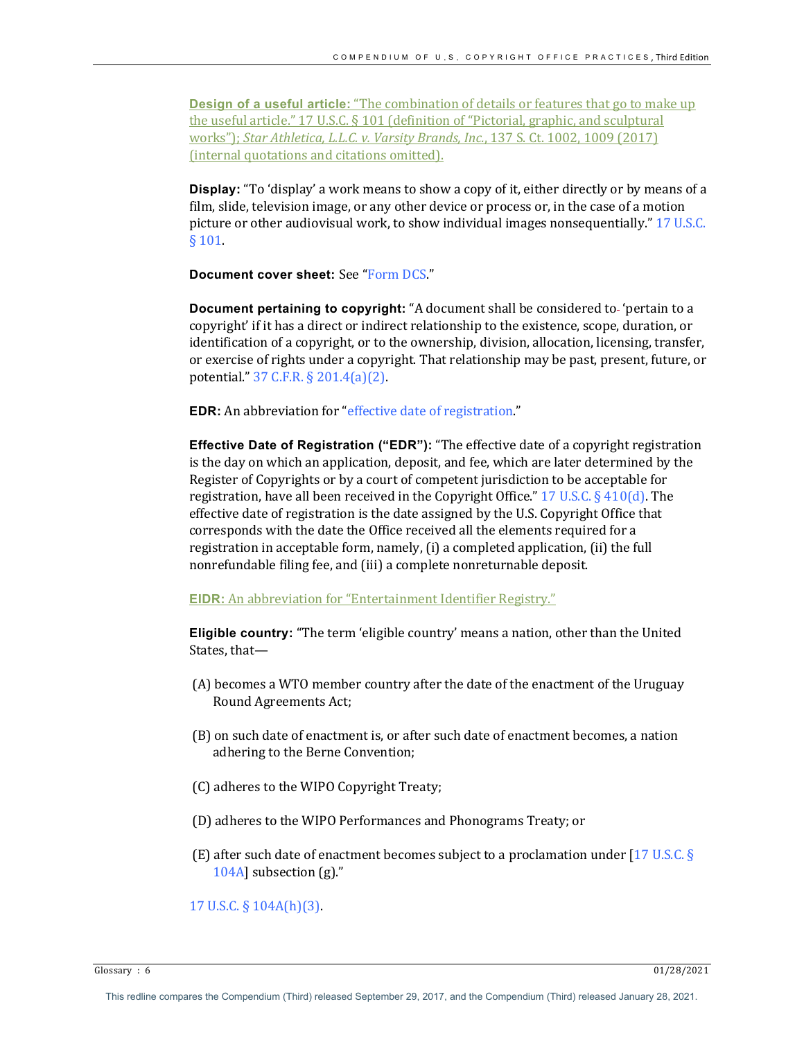**Design of a useful article:** "The combination of details or features that go to make up the useful article." 17 U.S.C. § 101 (definition of "Pictorial, graphic, and sculptural works"); *Star Athletica, L.L.C. v. Varsity Brands, Inc.*, 137 S. Ct. 1002, 1009 (2017) (internal quotations and citations omitted).

**Display:** "To 'display' a work means to show a copy of it, either directly or by means of a film, slide, television image, or any other device or process or, in the case of a motion picture or other audiovisual work, to show individual images nonsequentially." 17 U.S.C. § 101.

**Document cover sheet:** See "Form DCS."

**Document pertaining to copyright:** "A document shall be considered to 'pertain to a copyright' if it has a direct or indirect relationship to the existence, scope, duration, or identification of a copyright, or to the ownership, division, allocation, licensing, transfer, or exercise of rights under a copyright. That relationship may be past, present, future, or potential." 37 C.F.R. § 201.4(a)(2).

**EDR:** An abbreviation for "effective date of registration."

**Effective Date of Registration ("EDR"):** "The effective date of a copyright registration is the day on which an application, deposit, and fee, which are later determined by the Register of Copyrights or by a court of competent jurisdiction to be acceptable for registration, have all been received in the Copyright Office." 17 U.S.C. § 410(d). The effective date of registration is the date assigned by the U.S. Copyright Office that corresponds with the date the Office received all the elements required for a registration in acceptable form, namely, (i) a completed application, (ii) the full nonrefundable filing fee, and (iii) a complete nonreturnable deposit.

**EIDR:** An abbreviation for "Entertainment Identifier Registry."

**Eligible country:** "The term 'eligible country' means a nation, other than the United States, that—

(A) becomes a WTO member country after the date of the enactment of the Uruguay Round Agreements Act;

(B) on such date of enactment is, or after such date of enactment becomes, a nation adhering to the Berne Convention;

(C) adheres to the WIPO Copyright Treaty;

(D) adheres to the WIPO Performances and Phonograms Treaty; or

(E) after such date of enactment becomes subject to a proclamation under [17 U.S.C. § 104A] subsection (g)."

17 U.S.C. § 104A(h)(3).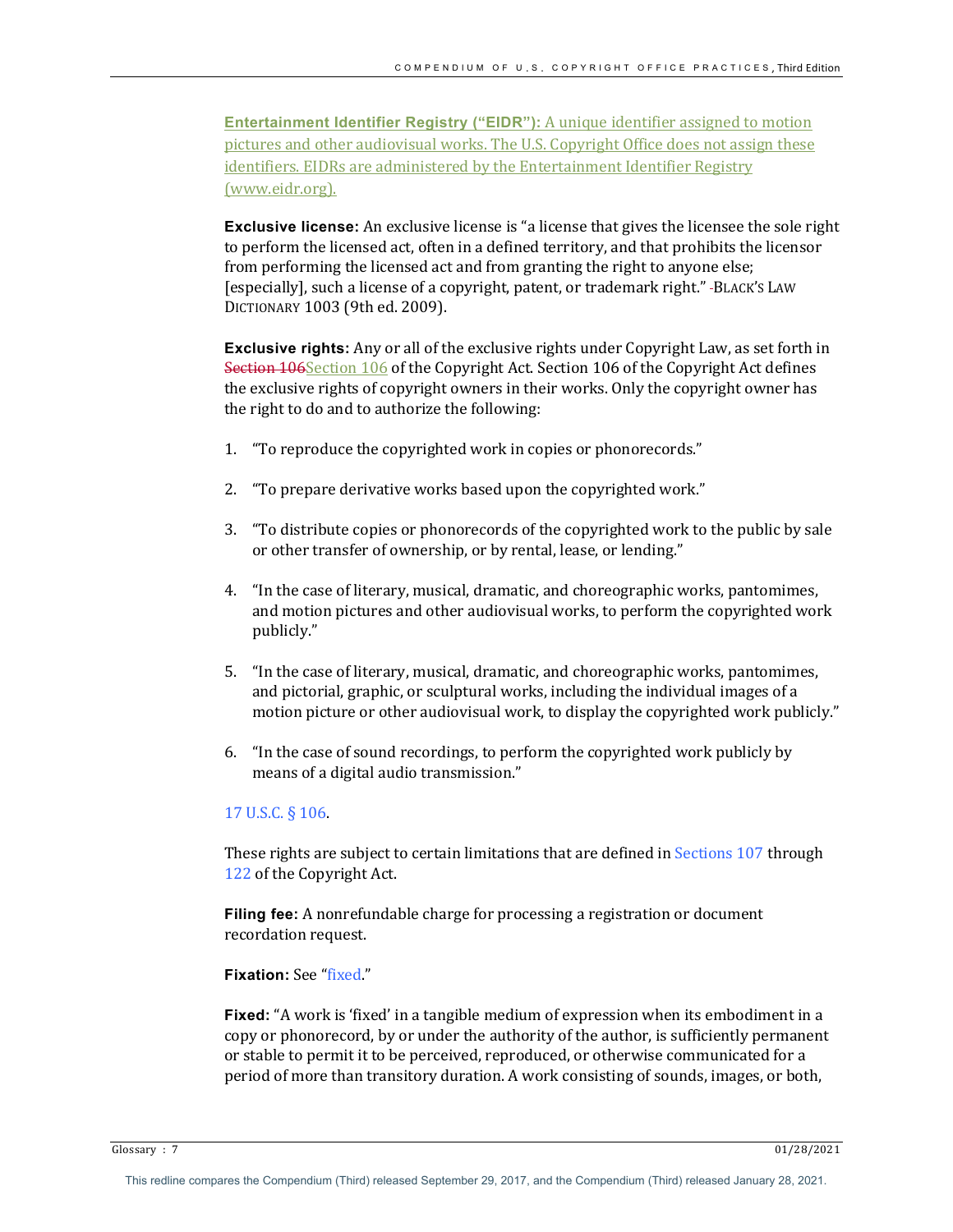**Entertainment Identifier Registry ("EIDR"):** A unique identifier assigned to motion pictures and other audiovisual works. The U.S. Copyright Office does not assign these identifiers. EIDRs are administered by the Entertainment Identifier Registry (www.eidr.org).

**Exclusive license:** An exclusive license is "a license that gives the licensee the sole right to perform the licensed act, often in a defined territory, and that prohibits the licensor from performing the licensed act and from granting the right to anyone else; [especially], such a license of a copyright, patent, or trademark right." -BLACK'S LAW DICTIONARY 1003 (9th ed. 2009).

**Exclusive rights:** Any or all of the exclusive rights under Copyright Law, as set forth in ~~Section 106~~Section 106 of the Copyright Act. Section 106 of the Copyright Act defines the exclusive rights of copyright owners in their works. Only the copyright owner has the right to do and to authorize the following:

1. "To reproduce the copyrighted work in copies or phonorecords."

2. "To prepare derivative works based upon the copyrighted work."

3. "To distribute copies or phonorecords of the copyrighted work to the public by sale or other transfer of ownership, or by rental, lease, or lending."

4. "In the case of literary, musical, dramatic, and choreographic works, pantomimes, and motion pictures and other audiovisual works, to perform the copyrighted work publicly."

5. "In the case of literary, musical, dramatic, and choreographic works, pantomimes, and pictorial, graphic, or sculptural works, including the individual images of a motion picture or other audiovisual work, to display the copyrighted work publicly."

6. "In the case of sound recordings, to perform the copyrighted work publicly by means of a digital audio transmission."

17 U.S.C. § 106.

These rights are subject to certain limitations that are defined in Sections 107 through 122 of the Copyright Act.

**Filing fee:** A nonrefundable charge for processing a registration or document recordation request.

**Fixation:** See "fixed."

**Fixed:** "A work is 'fixed' in a tangible medium of expression when its embodiment in a copy or phonorecord, by or under the authority of the author, is sufficiently permanent or stable to permit it to be perceived, reproduced, or otherwise communicated for a period of more than transitory duration. A work consisting of sounds, images, or both,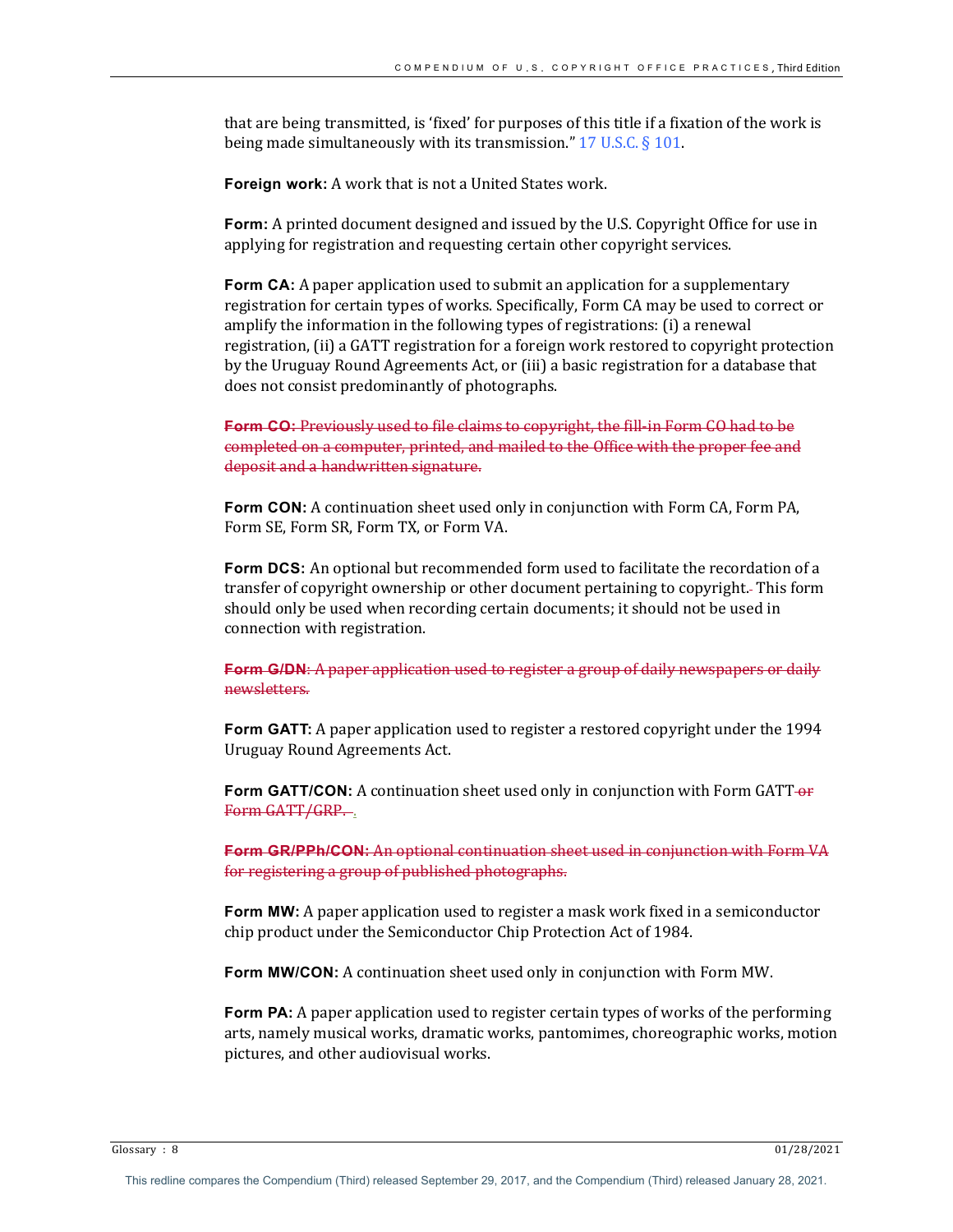that are being transmitted, is 'fixed' for purposes of this title if a fixation of the work is being made simultaneously with its transmission." 17 U.S.C. § 101.

**Foreign work:** A work that is not a United States work.

**Form:** A printed document designed and issued by the U.S. Copyright Office for use in applying for registration and requesting certain other copyright services.

**Form CA:** A paper application used to submit an application for a supplementary registration for certain types of works. Specifically, Form CA may be used to correct or amplify the information in the following types of registrations: (i) a renewal registration, (ii) a GATT registration for a foreign work restored to copyright protection by the Uruguay Round Agreements Act, or (iii) a basic registration for a database that does not consist predominantly of photographs.

~~**Form CO:** Previously used to file claims to copyright, the fill-in Form CO had to be completed on a computer, printed, and mailed to the Office with the proper fee and deposit and a handwritten signature.~~

**Form CON:** A continuation sheet used only in conjunction with Form CA, Form PA, Form SE, Form SR, Form TX, or Form VA.

**Form DCS:** An optional but recommended form used to facilitate the recordation of a transfer of copyright ownership or other document pertaining to copyright.~~ ~~ This form should only be used when recording certain documents; it should not be used in connection with registration.

~~**Form G/DN**: A paper application used to register a group of daily newspapers or daily newsletters.~~

**Form GATT:** A paper application used to register a restored copyright under the 1994 Uruguay Round Agreements Act.

**Form GATT/CON:** A continuation sheet used only in conjunction with Form GATT~~ or Form GATT/GRP. ~~.

~~**Form GR/PPh/CON:** An optional continuation sheet used in conjunction with Form VA for registering a group of published photographs.~~

**Form MW:** A paper application used to register a mask work fixed in a semiconductor chip product under the Semiconductor Chip Protection Act of 1984.

**Form MW/CON:** A continuation sheet used only in conjunction with Form MW.

**Form PA:** A paper application used to register certain types of works of the performing arts, namely musical works, dramatic works, pantomimes, choreographic works, motion pictures, and other audiovisual works.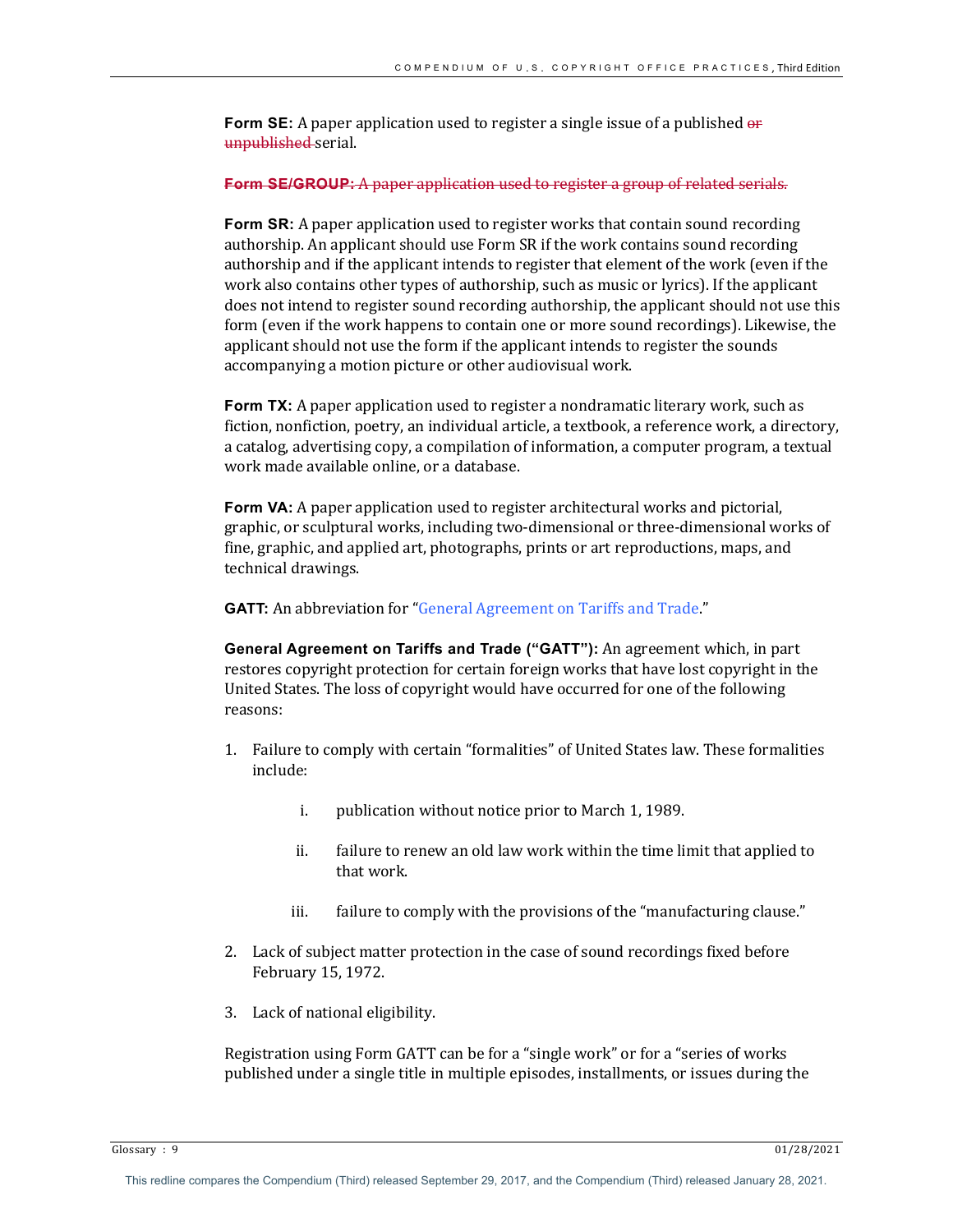**Form SE:** A paper application used to register a single issue of a published ~~or unpublished~~ serial.

~~**Form SE/GROUP:** A paper application used to register a group of related serials.~~

**Form SR:** A paper application used to register works that contain sound recording authorship. An applicant should use Form SR if the work contains sound recording authorship and if the applicant intends to register that element of the work (even if the work also contains other types of authorship, such as music or lyrics). If the applicant does not intend to register sound recording authorship, the applicant should not use this form (even if the work happens to contain one or more sound recordings). Likewise, the applicant should not use the form if the applicant intends to register the sounds accompanying a motion picture or other audiovisual work.

**Form TX:** A paper application used to register a nondramatic literary work, such as fiction, nonfiction, poetry, an individual article, a textbook, a reference work, a directory, a catalog, advertising copy, a compilation of information, a computer program, a textual work made available online, or a database.

**Form VA:** A paper application used to register architectural works and pictorial, graphic, or sculptural works, including two-dimensional or three-dimensional works of fine, graphic, and applied art, photographs, prints or art reproductions, maps, and technical drawings.

**GATT:** An abbreviation for "General Agreement on Tariffs and Trade."

**General Agreement on Tariffs and Trade ("GATT"):** An agreement which, in part restores copyright protection for certain foreign works that have lost copyright in the United States. The loss of copyright would have occurred for one of the following reasons:

1. Failure to comply with certain "formalities" of United States law. These formalities include:
   i. publication without notice prior to March 1, 1989.
   ii. failure to renew an old law work within the time limit that applied to that work.
   iii. failure to comply with the provisions of the "manufacturing clause."
2. Lack of subject matter protection in the case of sound recordings fixed before February 15, 1972.
3. Lack of national eligibility.

Registration using Form GATT can be for a "single work" or for a "series of works published under a single title in multiple episodes, installments, or issues during the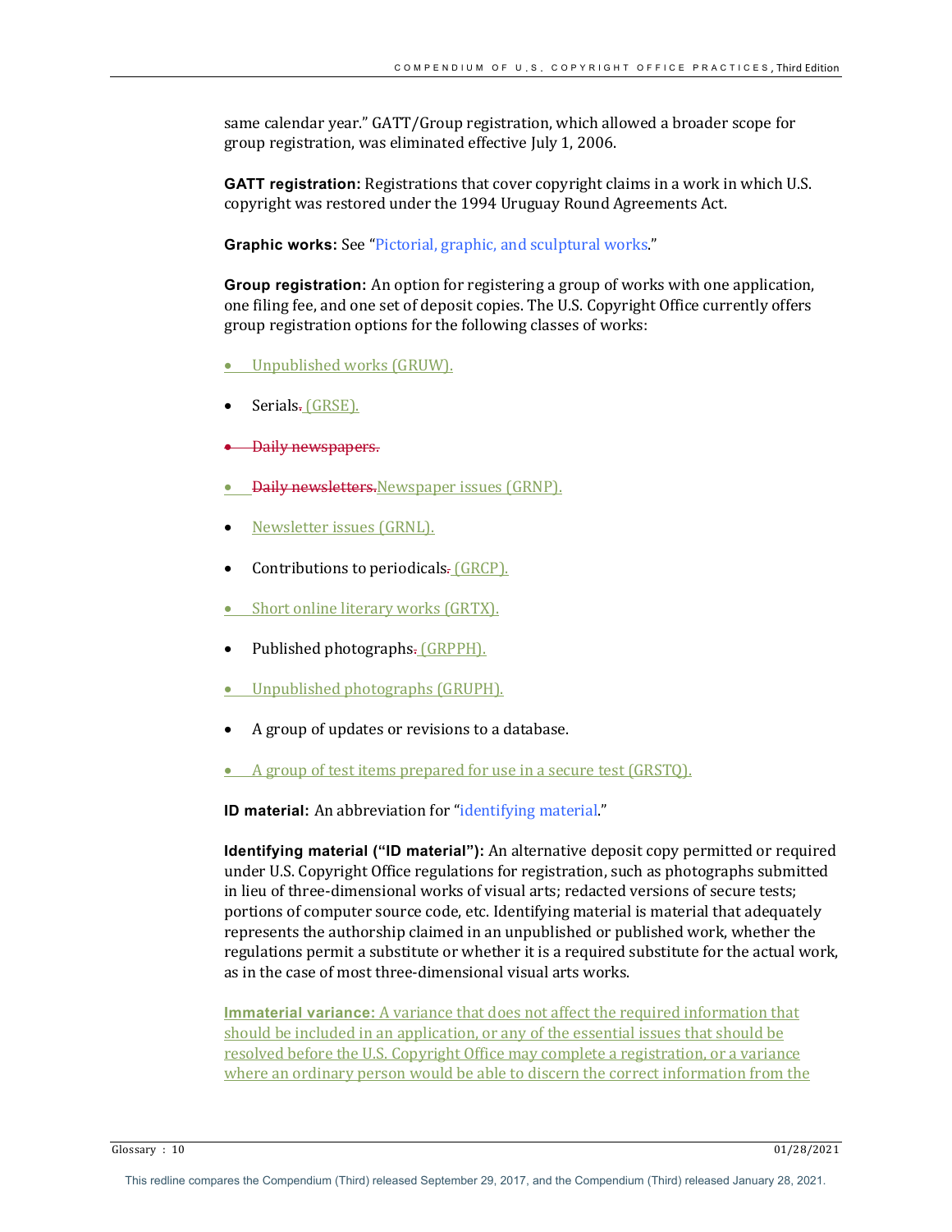same calendar year." GATT/Group registration, which allowed a broader scope for group registration, was eliminated effective July 1, 2006.

**GATT registration:** Registrations that cover copyright claims in a work in which U.S. copyright was restored under the 1994 Uruguay Round Agreements Act.

**Graphic works:** See "Pictorial, graphic, and sculptural works."

**Group registration:** An option for registering a group of works with one application, one filing fee, and one set of deposit copies. The U.S. Copyright Office currently offers group registration options for the following classes of works:

- Unpublished works (GRUW).
- Serials~~.~~ (GRSE).
- ~~Daily newspapers.~~
- ~~Daily newsletters.~~Newspaper issues (GRNP).
- Newsletter issues (GRNL).
- Contributions to periodicals~~.~~ (GRCP).
- Short online literary works (GRTX).
- Published photographs~~.~~ (GRPPH).
- Unpublished photographs (GRUPH).
- A group of updates or revisions to a database.
- A group of test items prepared for use in a secure test (GRSTQ).

**ID material:** An abbreviation for "identifying material."

**Identifying material ("ID material"):** An alternative deposit copy permitted or required under U.S. Copyright Office regulations for registration, such as photographs submitted in lieu of three-dimensional works of visual arts; redacted versions of secure tests; portions of computer source code, etc. Identifying material is material that adequately represents the authorship claimed in an unpublished or published work, whether the regulations permit a substitute or whether it is a required substitute for the actual work, as in the case of most three-dimensional visual arts works.

**Immaterial variance:** A variance that does not affect the required information that should be included in an application, or any of the essential issues that should be resolved before the U.S. Copyright Office may complete a registration, or a variance where an ordinary person would be able to discern the correct information from the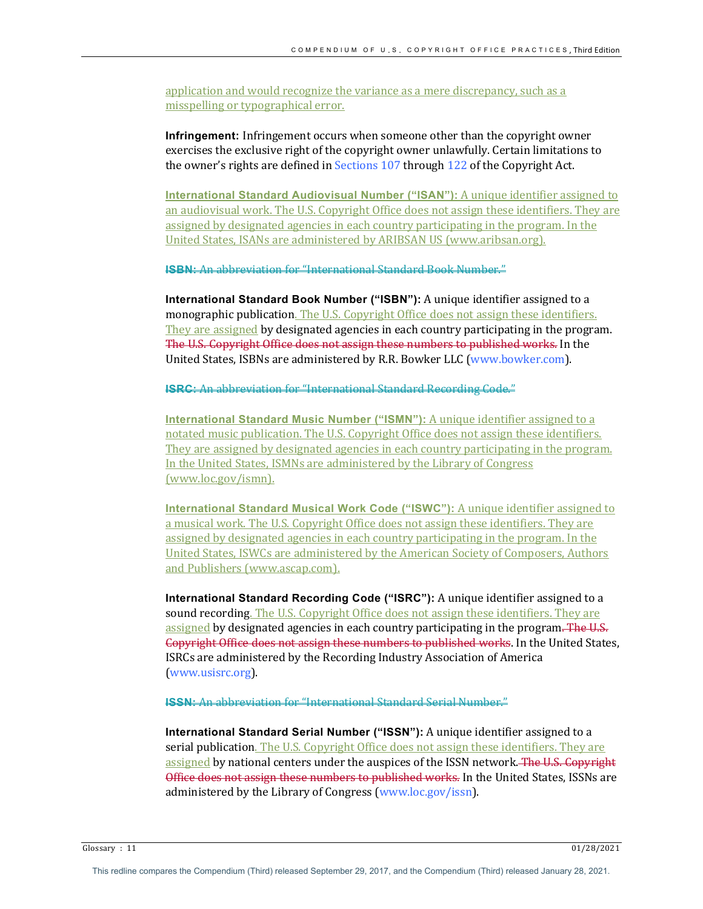application and would recognize the variance as a mere discrepancy, such as a misspelling or typographical error.

**Infringement:** Infringement occurs when someone other than the copyright owner exercises the exclusive right of the copyright owner unlawfully. Certain limitations to the owner's rights are defined in Sections 107 through 122 of the Copyright Act.

**International Standard Audiovisual Number ("ISAN"):** A unique identifier assigned to an audiovisual work. The U.S. Copyright Office does not assign these identifiers. They are assigned by designated agencies in each country participating in the program. In the United States, ISANs are administered by ARIBSAN US (www.aribsan.org).

~~**ISBN:** An abbreviation for "International Standard Book Number."~~

**International Standard Book Number ("ISBN"):** A unique identifier assigned to a monographic publication. The U.S. Copyright Office does not assign these identifiers. They are assigned by designated agencies in each country participating in the program. ~~The U.S. Copyright Office does not assign these numbers to published works.~~ In the United States, ISBNs are administered by R.R. Bowker LLC (www.bowker.com).

~~**ISRC:** An abbreviation for "International Standard Recording Code."~~

**International Standard Music Number ("ISMN"):** A unique identifier assigned to a notated music publication. The U.S. Copyright Office does not assign these identifiers. They are assigned by designated agencies in each country participating in the program. In the United States, ISMNs are administered by the Library of Congress (www.loc.gov/ismn).

**International Standard Musical Work Code ("ISWC"):** A unique identifier assigned to a musical work. The U.S. Copyright Office does not assign these identifiers. They are assigned by designated agencies in each country participating in the program. In the United States, ISWCs are administered by the American Society of Composers, Authors and Publishers (www.ascap.com).

**International Standard Recording Code ("ISRC"):** A unique identifier assigned to a sound recording. The U.S. Copyright Office does not assign these identifiers. They are assigned by designated agencies in each country participating in the program. ~~The U.S. Copyright Office does not assign these numbers to published works~~. In the United States, ISRCs are administered by the Recording Industry Association of America (www.usisrc.org).

~~**ISSN:** An abbreviation for "International Standard Serial Number."~~

**International Standard Serial Number ("ISSN"):** A unique identifier assigned to a serial publication. The U.S. Copyright Office does not assign these identifiers. They are assigned by national centers under the auspices of the ISSN network. ~~The U.S. Copyright Office does not assign these numbers to published works.~~ In the United States, ISSNs are administered by the Library of Congress (www.loc.gov/issn).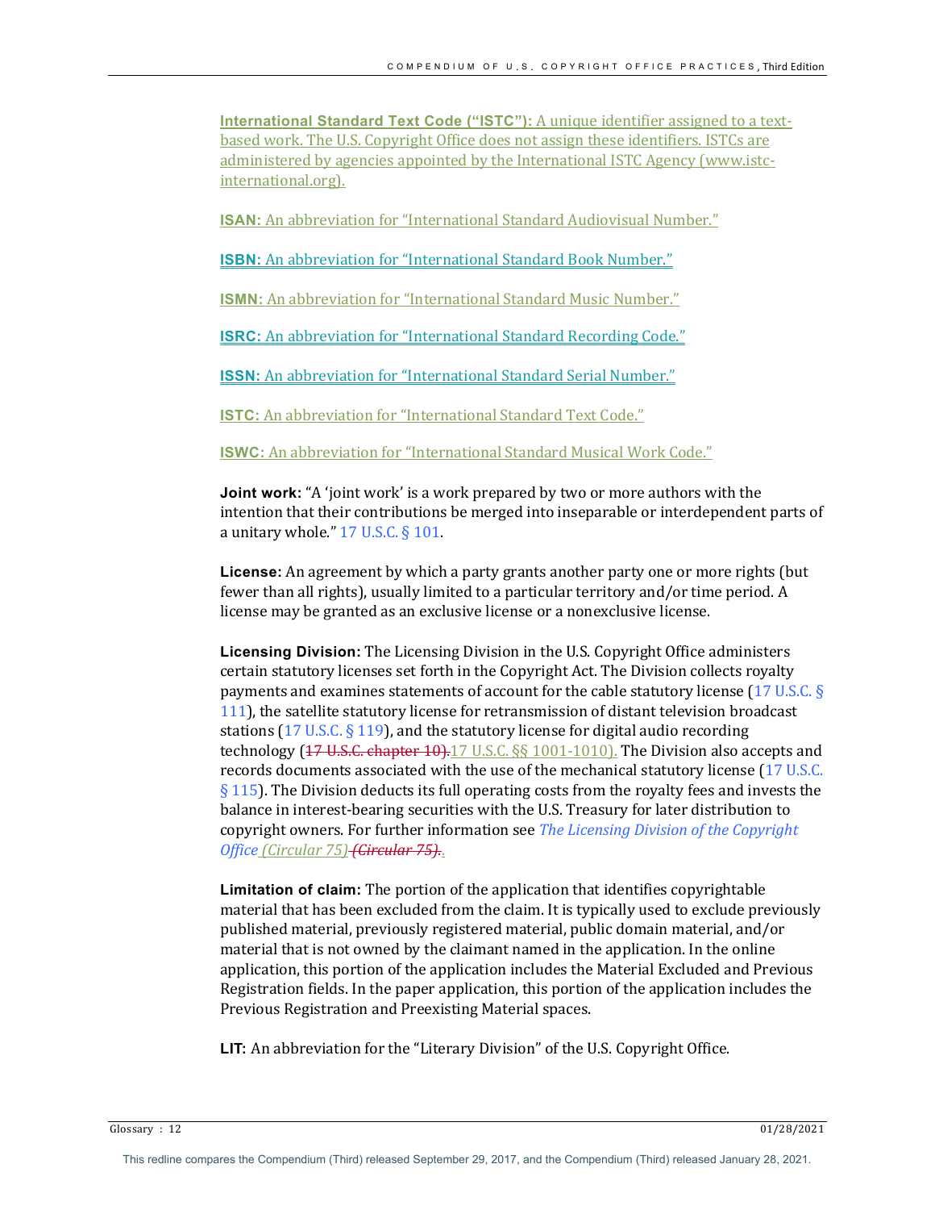**International Standard Text Code ("ISTC"):** A unique identifier assigned to a text-based work. The U.S. Copyright Office does not assign these identifiers. ISTCs are administered by agencies appointed by the International ISTC Agency (www.istc-international.org).

**ISAN:** An abbreviation for "International Standard Audiovisual Number."

**ISBN:** An abbreviation for "International Standard Book Number."

**ISMN:** An abbreviation for "International Standard Music Number."

**ISRC:** An abbreviation for "International Standard Recording Code."

**ISSN:** An abbreviation for "International Standard Serial Number."

**ISTC:** An abbreviation for "International Standard Text Code."

**ISWC:** An abbreviation for "International Standard Musical Work Code."

**Joint work:** "A 'joint work' is a work prepared by two or more authors with the intention that their contributions be merged into inseparable or interdependent parts of a unitary whole." 17 U.S.C. § 101.

**License:** An agreement by which a party grants another party one or more rights (but fewer than all rights), usually limited to a particular territory and/or time period. A license may be granted as an exclusive license or a nonexclusive license.

**Licensing Division:** The Licensing Division in the U.S. Copyright Office administers certain statutory licenses set forth in the Copyright Act. The Division collects royalty payments and examines statements of account for the cable statutory license (17 U.S.C. § 111), the satellite statutory license for retransmission of distant television broadcast stations (17 U.S.C. § 119), and the statutory license for digital audio recording technology (~~17 U.S.C. chapter 10).~~17 U.S.C. §§ 1001-1010). The Division also accepts and records documents associated with the use of the mechanical statutory license (17 U.S.C. § 115). The Division deducts its full operating costs from the royalty fees and invests the balance in interest-bearing securities with the U.S. Treasury for later distribution to copyright owners. For further information see *The Licensing Division of the Copyright Office* (Circular 75) ~~*(Circular 75)*.~~.

**Limitation of claim:** The portion of the application that identifies copyrightable material that has been excluded from the claim. It is typically used to exclude previously published material, previously registered material, public domain material, and/or material that is not owned by the claimant named in the application. In the online application, this portion of the application includes the Material Excluded and Previous Registration fields. In the paper application, this portion of the application includes the Previous Registration and Preexisting Material spaces.

**LIT:** An abbreviation for the "Literary Division" of the U.S. Copyright Office.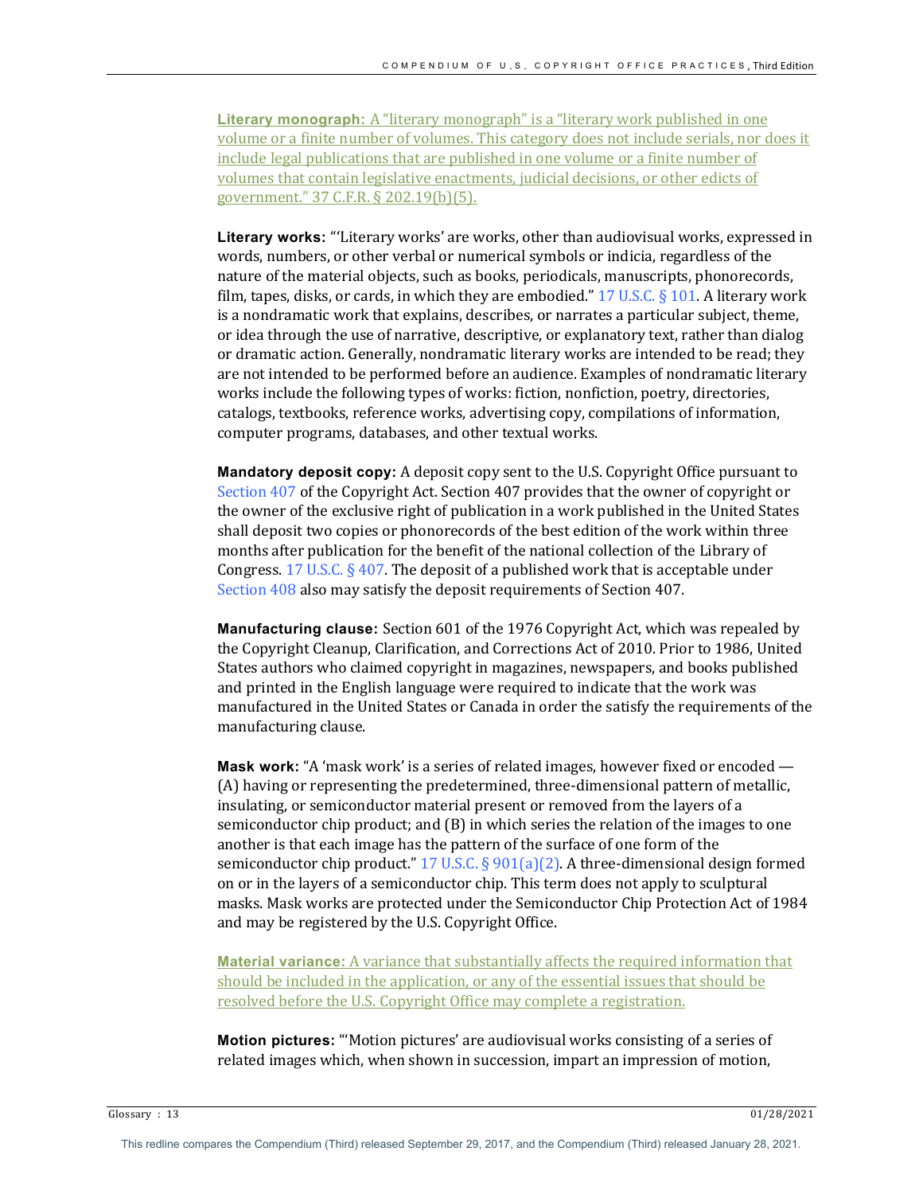**Literary monograph:** A "literary monograph" is a "literary work published in one volume or a finite number of volumes. This category does not include serials, nor does it include legal publications that are published in one volume or a finite number of volumes that contain legislative enactments, judicial decisions, or other edicts of government." 37 C.F.R. § 202.19(b)(5).

**Literary works:** "'Literary works' are works, other than audiovisual works, expressed in words, numbers, or other verbal or numerical symbols or indicia, regardless of the nature of the material objects, such as books, periodicals, manuscripts, phonorecords, film, tapes, disks, or cards, in which they are embodied." 17 U.S.C. § 101. A literary work is a nondramatic work that explains, describes, or narrates a particular subject, theme, or idea through the use of narrative, descriptive, or explanatory text, rather than dialog or dramatic action. Generally, nondramatic literary works are intended to be read; they are not intended to be performed before an audience. Examples of nondramatic literary works include the following types of works: fiction, nonfiction, poetry, directories, catalogs, textbooks, reference works, advertising copy, compilations of information, computer programs, databases, and other textual works.

**Mandatory deposit copy:** A deposit copy sent to the U.S. Copyright Office pursuant to Section 407 of the Copyright Act. Section 407 provides that the owner of copyright or the owner of the exclusive right of publication in a work published in the United States shall deposit two copies or phonorecords of the best edition of the work within three months after publication for the benefit of the national collection of the Library of Congress. 17 U.S.C. § 407. The deposit of a published work that is acceptable under Section 408 also may satisfy the deposit requirements of Section 407.

**Manufacturing clause:** Section 601 of the 1976 Copyright Act, which was repealed by the Copyright Cleanup, Clarification, and Corrections Act of 2010. Prior to 1986, United States authors who claimed copyright in magazines, newspapers, and books published and printed in the English language were required to indicate that the work was manufactured in the United States or Canada in order the satisfy the requirements of the manufacturing clause.

**Mask work:** "A 'mask work' is a series of related images, however fixed or encoded — (A) having or representing the predetermined, three-dimensional pattern of metallic, insulating, or semiconductor material present or removed from the layers of a semiconductor chip product; and (B) in which series the relation of the images to one another is that each image has the pattern of the surface of one form of the semiconductor chip product." 17 U.S.C. § 901(a)(2). A three-dimensional design formed on or in the layers of a semiconductor chip. This term does not apply to sculptural masks. Mask works are protected under the Semiconductor Chip Protection Act of 1984 and may be registered by the U.S. Copyright Office.

**Material variance:** A variance that substantially affects the required information that should be included in the application, or any of the essential issues that should be resolved before the U.S. Copyright Office may complete a registration.

**Motion pictures:** "'Motion pictures' are audiovisual works consisting of a series of related images which, when shown in succession, impart an impression of motion,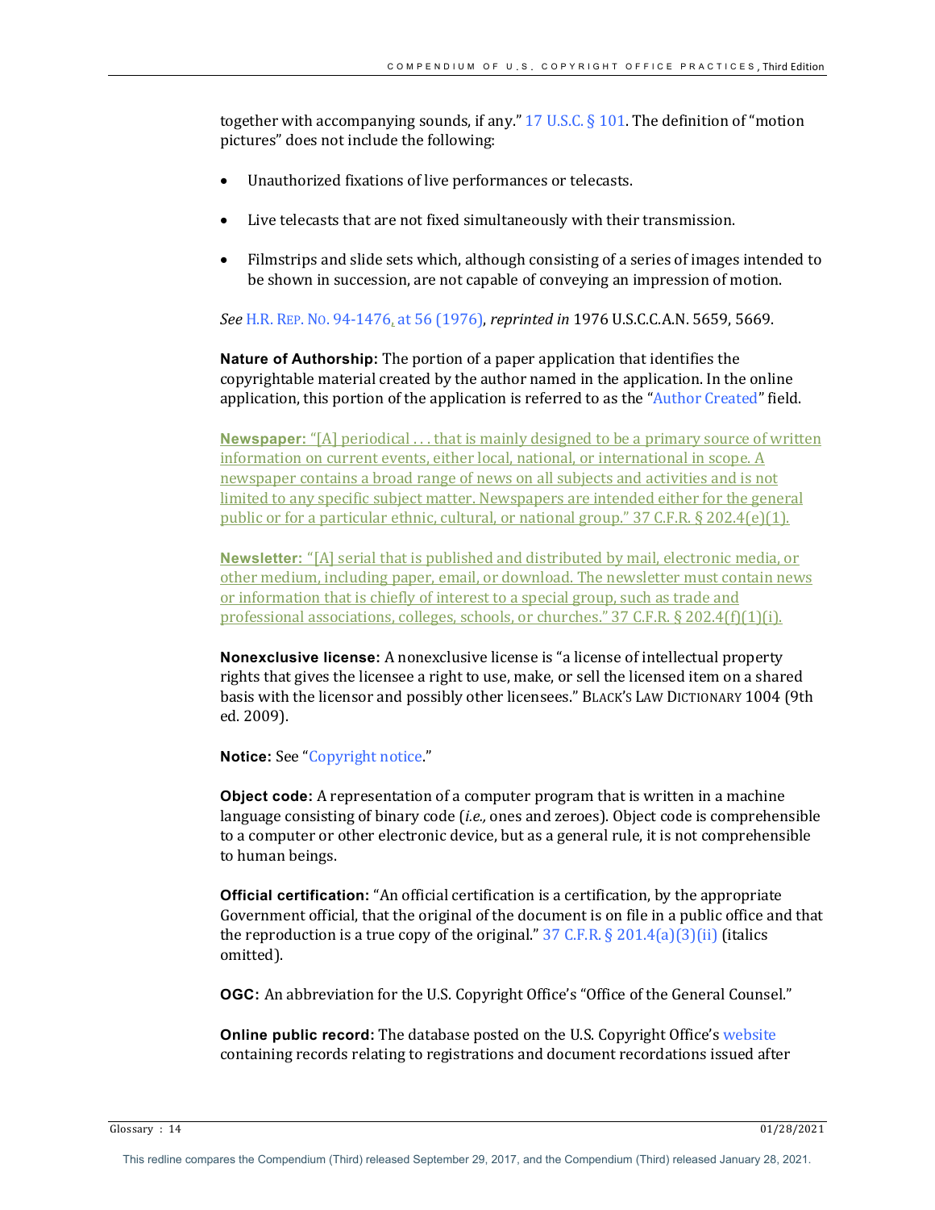together with accompanying sounds, if any." 17 U.S.C. § 101. The definition of "motion pictures" does not include the following:

- Unauthorized fixations of live performances or telecasts.
- Live telecasts that are not fixed simultaneously with their transmission.
- Filmstrips and slide sets which, although consisting of a series of images intended to be shown in succession, are not capable of conveying an impression of motion.

*See* H.R. REP. NO. 94-1476, at 56 (1976), *reprinted in* 1976 U.S.C.C.A.N. 5659, 5669.

**Nature of Authorship:** The portion of a paper application that identifies the copyrightable material created by the author named in the application. In the online application, this portion of the application is referred to as the "Author Created" field.

**Newspaper:** "[A] periodical . . . that is mainly designed to be a primary source of written information on current events, either local, national, or international in scope. A newspaper contains a broad range of news on all subjects and activities and is not limited to any specific subject matter. Newspapers are intended either for the general public or for a particular ethnic, cultural, or national group." 37 C.F.R. § 202.4(e)(1).

**Newsletter:** "[A] serial that is published and distributed by mail, electronic media, or other medium, including paper, email, or download. The newsletter must contain news or information that is chiefly of interest to a special group, such as trade and professional associations, colleges, schools, or churches." 37 C.F.R. § 202.4(f)(1)(i).

**Nonexclusive license:** A nonexclusive license is "a license of intellectual property rights that gives the licensee a right to use, make, or sell the licensed item on a shared basis with the licensor and possibly other licensees." BLACK'S LAW DICTIONARY 1004 (9th ed. 2009).

**Notice:** See "Copyright notice."

**Object code:** A representation of a computer program that is written in a machine language consisting of binary code (*i.e.,* ones and zeroes). Object code is comprehensible to a computer or other electronic device, but as a general rule, it is not comprehensible to human beings.

**Official certification:** "An official certification is a certification, by the appropriate Government official, that the original of the document is on file in a public office and that the reproduction is a true copy of the original." 37 C.F.R. § 201.4(a)(3)(ii) (italics omitted).

**OGC:** An abbreviation for the U.S. Copyright Office's "Office of the General Counsel."

**Online public record:** The database posted on the U.S. Copyright Office's website containing records relating to registrations and document recordations issued after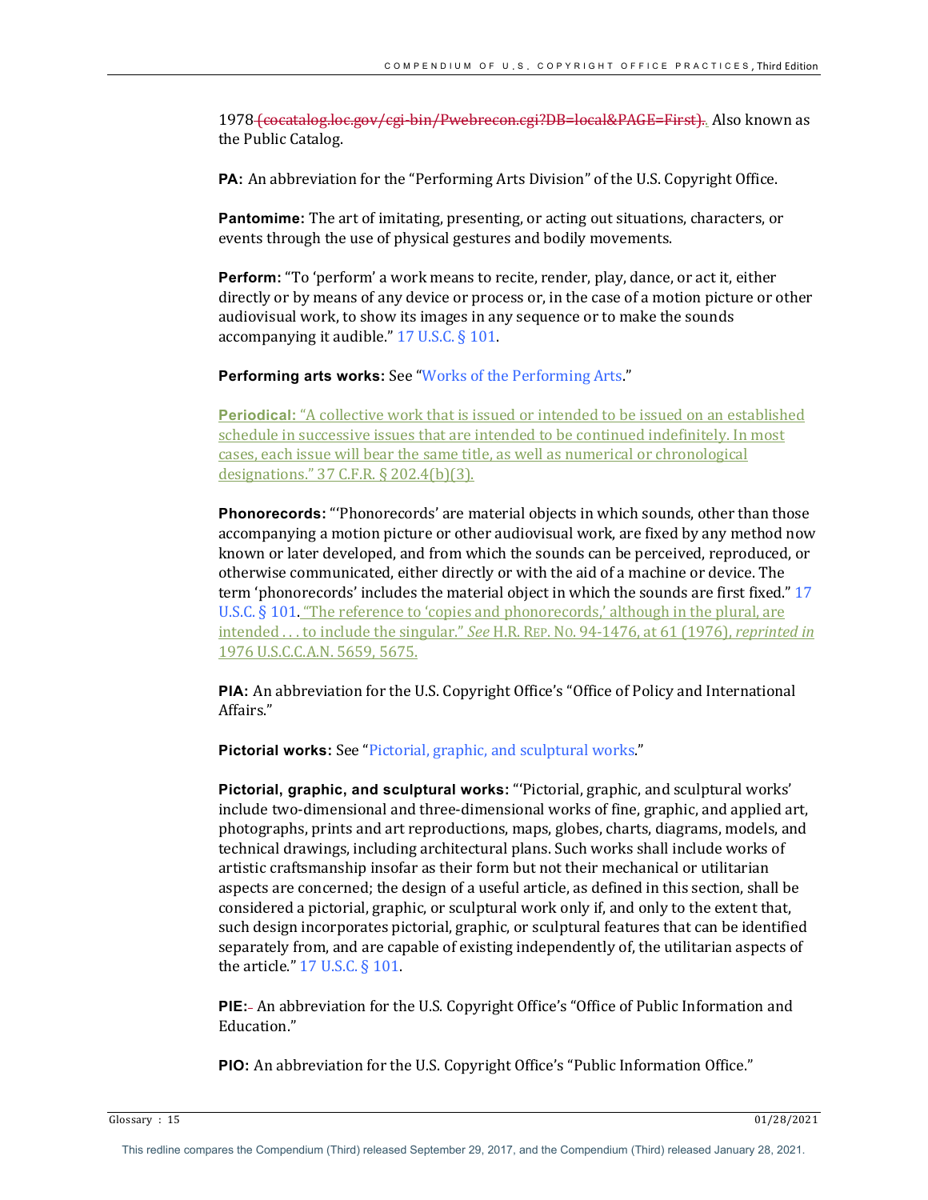1978 (cocatalog.loc.gov/cgi-bin/Pwebrecon.cgi?DB=local&PAGE=First). Also known as the Public Catalog.

**PA:** An abbreviation for the "Performing Arts Division" of the U.S. Copyright Office.

**Pantomime:** The art of imitating, presenting, or acting out situations, characters, or events through the use of physical gestures and bodily movements.

**Perform:** "To 'perform' a work means to recite, render, play, dance, or act it, either directly or by means of any device or process or, in the case of a motion picture or other audiovisual work, to show its images in any sequence or to make the sounds accompanying it audible." 17 U.S.C. § 101.

**Performing arts works:** See "Works of the Performing Arts."

**Periodical:** "A collective work that is issued or intended to be issued on an established schedule in successive issues that are intended to be continued indefinitely. In most cases, each issue will bear the same title, as well as numerical or chronological designations." 37 C.F.R. § 202.4(b)(3).

**Phonorecords:** "'Phonorecords' are material objects in which sounds, other than those accompanying a motion picture or other audiovisual work, are fixed by any method now known or later developed, and from which the sounds can be perceived, reproduced, or otherwise communicated, either directly or with the aid of a machine or device. The term 'phonorecords' includes the material object in which the sounds are first fixed." 17 U.S.C. § 101. "The reference to 'copies and phonorecords,' although in the plural, are intended . . . to include the singular." *See* H.R. REP. NO. 94-1476, at 61 (1976), *reprinted in* 1976 U.S.C.C.A.N. 5659, 5675.

**PIA:** An abbreviation for the U.S. Copyright Office's "Office of Policy and International Affairs."

**Pictorial works:** See "Pictorial, graphic, and sculptural works."

**Pictorial, graphic, and sculptural works:** "'Pictorial, graphic, and sculptural works' include two-dimensional and three-dimensional works of fine, graphic, and applied art, photographs, prints and art reproductions, maps, globes, charts, diagrams, models, and technical drawings, including architectural plans. Such works shall include works of artistic craftsmanship insofar as their form but not their mechanical or utilitarian aspects are concerned; the design of a useful article, as defined in this section, shall be considered a pictorial, graphic, or sculptural work only if, and only to the extent that, such design incorporates pictorial, graphic, or sculptural features that can be identified separately from, and are capable of existing independently of, the utilitarian aspects of the article." 17 U.S.C. § 101.

**PIE:** An abbreviation for the U.S. Copyright Office's "Office of Public Information and Education."

**PIO:** An abbreviation for the U.S. Copyright Office's "Public Information Office."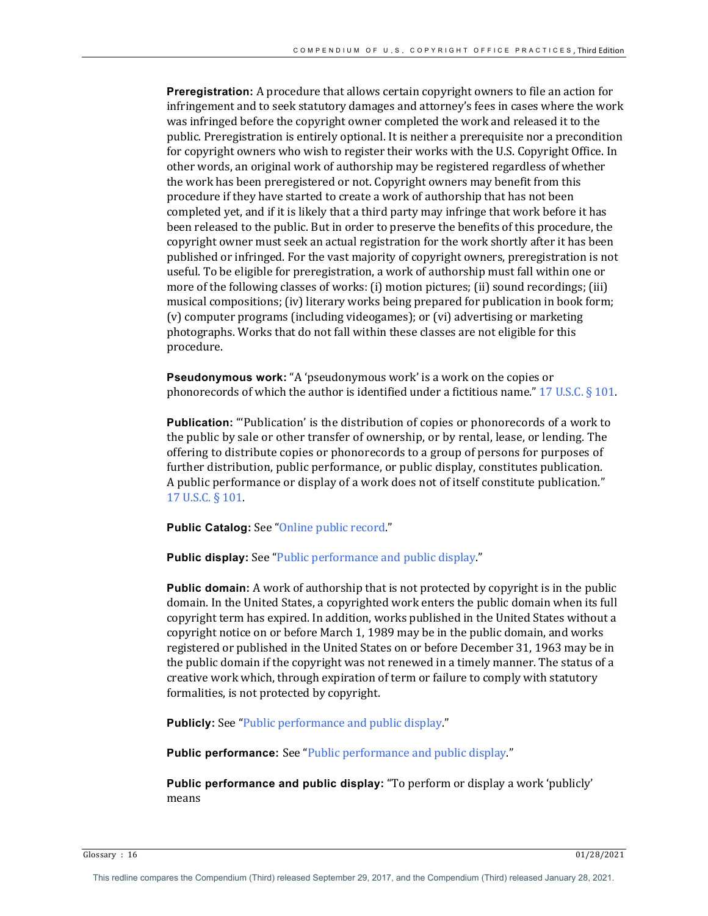**Preregistration:** A procedure that allows certain copyright owners to file an action for infringement and to seek statutory damages and attorney's fees in cases where the work was infringed before the copyright owner completed the work and released it to the public. Preregistration is entirely optional. It is neither a prerequisite nor a precondition for copyright owners who wish to register their works with the U.S. Copyright Office. In other words, an original work of authorship may be registered regardless of whether the work has been preregistered or not. Copyright owners may benefit from this procedure if they have started to create a work of authorship that has not been completed yet, and if it is likely that a third party may infringe that work before it has been released to the public. But in order to preserve the benefits of this procedure, the copyright owner must seek an actual registration for the work shortly after it has been published or infringed. For the vast majority of copyright owners, preregistration is not useful. To be eligible for preregistration, a work of authorship must fall within one or more of the following classes of works: (i) motion pictures; (ii) sound recordings; (iii) musical compositions; (iv) literary works being prepared for publication in book form; (v) computer programs (including videogames); or (vi) advertising or marketing photographs. Works that do not fall within these classes are not eligible for this procedure.

**Pseudonymous work:** "A 'pseudonymous work' is a work on the copies or phonorecords of which the author is identified under a fictitious name." 17 U.S.C. § 101.

**Publication:** "'Publication' is the distribution of copies or phonorecords of a work to the public by sale or other transfer of ownership, or by rental, lease, or lending. The offering to distribute copies or phonorecords to a group of persons for purposes of further distribution, public performance, or public display, constitutes publication. A public performance or display of a work does not of itself constitute publication." 17 U.S.C. § 101.

**Public Catalog:** See "Online public record."

**Public display:** See "Public performance and public display."

**Public domain:** A work of authorship that is not protected by copyright is in the public domain. In the United States, a copyrighted work enters the public domain when its full copyright term has expired. In addition, works published in the United States without a copyright notice on or before March 1, 1989 may be in the public domain, and works registered or published in the United States on or before December 31, 1963 may be in the public domain if the copyright was not renewed in a timely manner. The status of a creative work which, through expiration of term or failure to comply with statutory formalities, is not protected by copyright.

**Publicly:** See "Public performance and public display."

**Public performance:** See "Public performance and public display."

**Public performance and public display:** "To perform or display a work 'publicly' means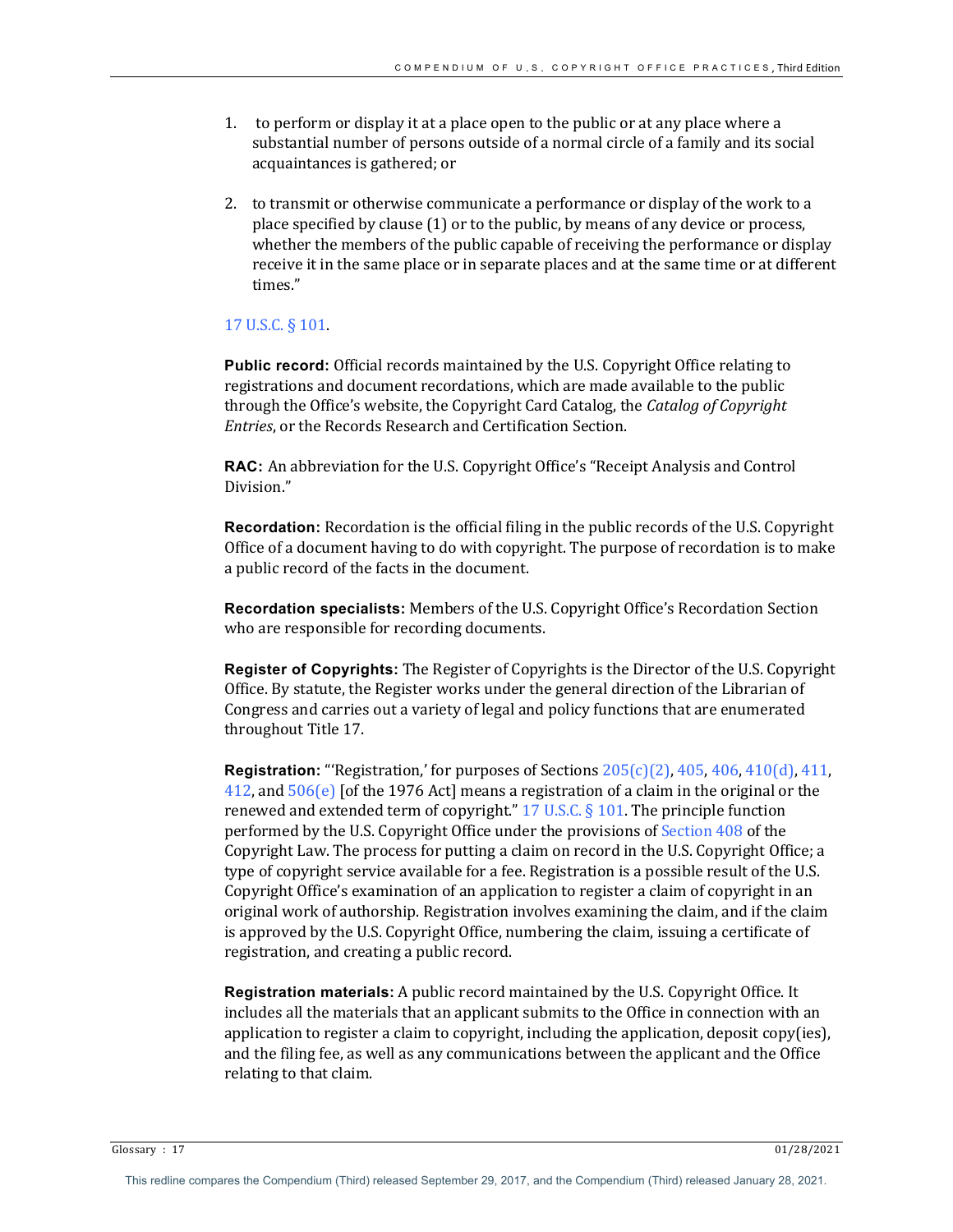1. to perform or display it at a place open to the public or at any place where a substantial number of persons outside of a normal circle of a family and its social acquaintances is gathered; or

2. to transmit or otherwise communicate a performance or display of the work to a place specified by clause (1) or to the public, by means of any device or process, whether the members of the public capable of receiving the performance or display receive it in the same place or in separate places and at the same time or at different times."

17 U.S.C. § 101.

**Public record:** Official records maintained by the U.S. Copyright Office relating to registrations and document recordations, which are made available to the public through the Office's website, the Copyright Card Catalog, the *Catalog of Copyright Entries*, or the Records Research and Certification Section.

**RAC:** An abbreviation for the U.S. Copyright Office's "Receipt Analysis and Control Division."

**Recordation:** Recordation is the official filing in the public records of the U.S. Copyright Office of a document having to do with copyright. The purpose of recordation is to make a public record of the facts in the document.

**Recordation specialists:** Members of the U.S. Copyright Office's Recordation Section who are responsible for recording documents.

**Register of Copyrights:** The Register of Copyrights is the Director of the U.S. Copyright Office. By statute, the Register works under the general direction of the Librarian of Congress and carries out a variety of legal and policy functions that are enumerated throughout Title 17.

**Registration:** "'Registration,' for purposes of Sections 205(c)(2), 405, 406, 410(d), 411, 412, and 506(e) [of the 1976 Act] means a registration of a claim in the original or the renewed and extended term of copyright." 17 U.S.C. § 101. The principle function performed by the U.S. Copyright Office under the provisions of Section 408 of the Copyright Law. The process for putting a claim on record in the U.S. Copyright Office; a type of copyright service available for a fee. Registration is a possible result of the U.S. Copyright Office's examination of an application to register a claim of copyright in an original work of authorship. Registration involves examining the claim, and if the claim is approved by the U.S. Copyright Office, numbering the claim, issuing a certificate of registration, and creating a public record.

**Registration materials:** A public record maintained by the U.S. Copyright Office. It includes all the materials that an applicant submits to the Office in connection with an application to register a claim to copyright, including the application, deposit copy(ies), and the filing fee, as well as any communications between the applicant and the Office relating to that claim.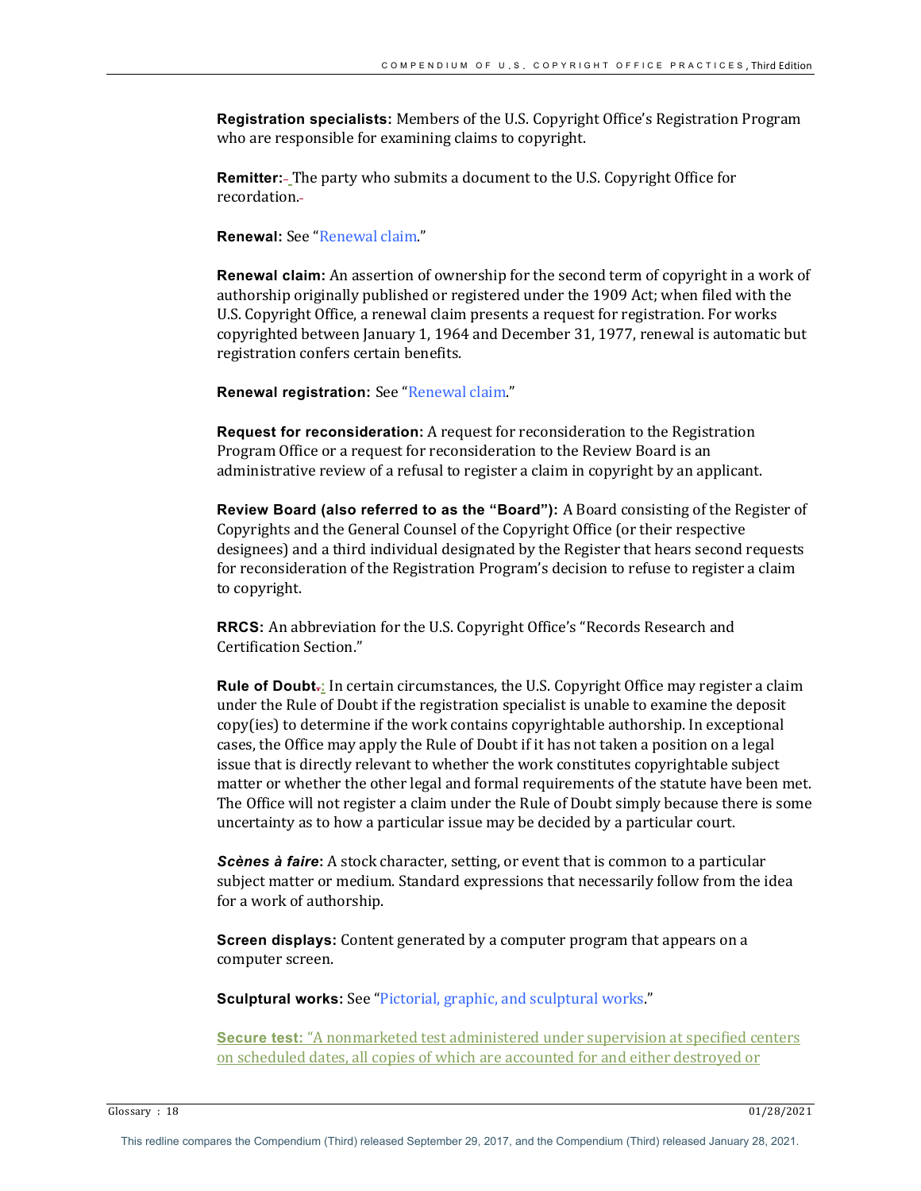**Registration specialists:** Members of the U.S. Copyright Office's Registration Program who are responsible for examining claims to copyright.

**Remitter:** The party who submits a document to the U.S. Copyright Office for recordation.

**Renewal:** See "Renewal claim."

**Renewal claim:** An assertion of ownership for the second term of copyright in a work of authorship originally published or registered under the 1909 Act; when filed with the U.S. Copyright Office, a renewal claim presents a request for registration. For works copyrighted between January 1, 1964 and December 31, 1977, renewal is automatic but registration confers certain benefits.

**Renewal registration:** See "Renewal claim."

**Request for reconsideration:** A request for reconsideration to the Registration Program Office or a request for reconsideration to the Review Board is an administrative review of a refusal to register a claim in copyright by an applicant.

**Review Board (also referred to as the "Board"):** A Board consisting of the Register of Copyrights and the General Counsel of the Copyright Office (or their respective designees) and a third individual designated by the Register that hears second requests for reconsideration of the Registration Program's decision to refuse to register a claim to copyright.

**RRCS:** An abbreviation for the U.S. Copyright Office's "Records Research and Certification Section."

**Rule of Doubt:** In certain circumstances, the U.S. Copyright Office may register a claim under the Rule of Doubt if the registration specialist is unable to examine the deposit copy(ies) to determine if the work contains copyrightable authorship. In exceptional cases, the Office may apply the Rule of Doubt if it has not taken a position on a legal issue that is directly relevant to whether the work constitutes copyrightable subject matter or whether the other legal and formal requirements of the statute have been met. The Office will not register a claim under the Rule of Doubt simply because there is some uncertainty as to how a particular issue may be decided by a particular court.

***Scènes à faire*:** A stock character, setting, or event that is common to a particular subject matter or medium. Standard expressions that necessarily follow from the idea for a work of authorship.

**Screen displays:** Content generated by a computer program that appears on a computer screen.

**Sculptural works:** See "Pictorial, graphic, and sculptural works."

**Secure test:** "A nonmarketed test administered under supervision at specified centers on scheduled dates, all copies of which are accounted for and either destroyed or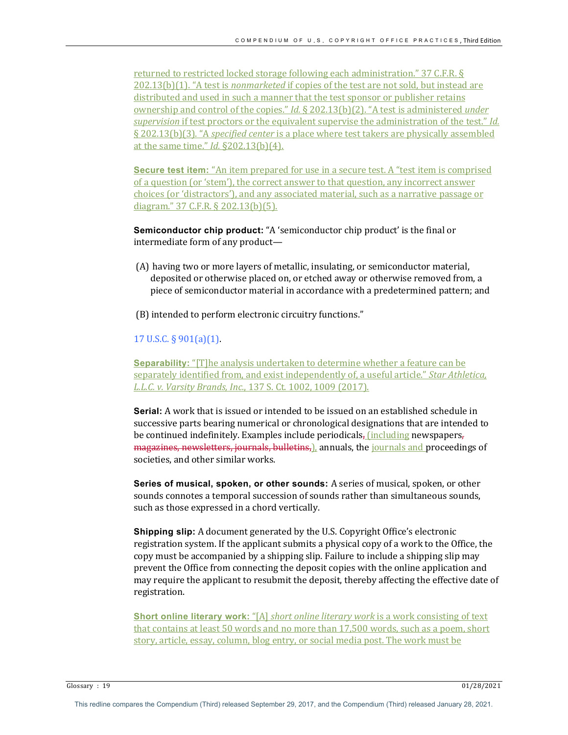returned to restricted locked storage following each administration." 37 C.F.R. § 202.13(b)(1). "A test is *nonmarketed* if copies of the test are not sold, but instead are distributed and used in such a manner that the test sponsor or publisher retains ownership and control of the copies." *Id.* § 202.13(b)(2). "A test is administered *under supervision* if test proctors or the equivalent supervise the administration of the test." *Id.* § 202.13(b)(3). "A *specified center* is a place where test takers are physically assembled at the same time." *Id.* §202.13(b)(4).

**Secure test item:** "An item prepared for use in a secure test. A "test item is comprised of a question (or 'stem'), the correct answer to that question, any incorrect answer choices (or 'distractors'), and any associated material, such as a narrative passage or diagram." 37 C.F.R. § 202.13(b)(5).

**Semiconductor chip product:** "A 'semiconductor chip product' is the final or intermediate form of any product—

(A) having two or more layers of metallic, insulating, or semiconductor material, deposited or otherwise placed on, or etched away or otherwise removed from, a piece of semiconductor material in accordance with a predetermined pattern; and

(B) intended to perform electronic circuitry functions."

17 U.S.C. § 901(a)(1).

**Separability:** "[T]he analysis undertaken to determine whether a feature can be separately identified from, and exist independently of, a useful article." *Star Athletica, L.L.C. v. Varsity Brands, Inc.*, 137 S. Ct. 1002, 1009 (2017).

**Serial:** A work that is issued or intended to be issued on an established schedule in successive parts bearing numerical or chronological designations that are intended to be continued indefinitely. Examples include periodicals, ~~,~~ (including newspapers~~,~~ ~~magazines, newsletters, journals, bulletins,~~), annuals, the journals and proceedings of societies, and other similar works.

**Series of musical, spoken, or other sounds:** A series of musical, spoken, or other sounds connotes a temporal succession of sounds rather than simultaneous sounds, such as those expressed in a chord vertically.

**Shipping slip:** A document generated by the U.S. Copyright Office's electronic registration system. If the applicant submits a physical copy of a work to the Office, the copy must be accompanied by a shipping slip. Failure to include a shipping slip may prevent the Office from connecting the deposit copies with the online application and may require the applicant to resubmit the deposit, thereby affecting the effective date of registration.

**Short online literary work:** "[A] *short online literary work* is a work consisting of text that contains at least 50 words and no more than 17,500 words, such as a poem, short story, article, essay, column, blog entry, or social media post. The work must be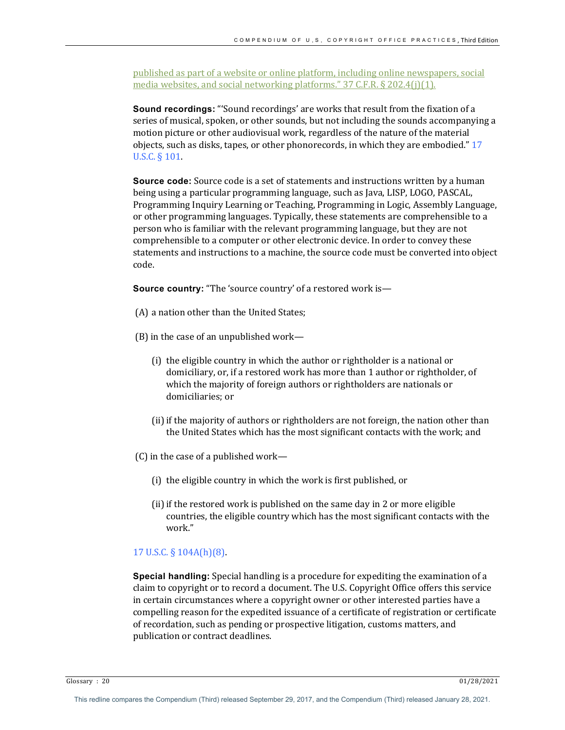published as part of a website or online platform, including online newspapers, social media websites, and social networking platforms." 37 C.F.R. § 202.4(j)(1).

**Sound recordings:** "'Sound recordings' are works that result from the fixation of a series of musical, spoken, or other sounds, but not including the sounds accompanying a motion picture or other audiovisual work, regardless of the nature of the material objects, such as disks, tapes, or other phonorecords, in which they are embodied." 17 U.S.C. § 101.

**Source code:** Source code is a set of statements and instructions written by a human being using a particular programming language, such as Java, LISP, LOGO, PASCAL, Programming Inquiry Learning or Teaching, Programming in Logic, Assembly Language, or other programming languages. Typically, these statements are comprehensible to a person who is familiar with the relevant programming language, but they are not comprehensible to a computer or other electronic device. In order to convey these statements and instructions to a machine, the source code must be converted into object code.

**Source country:** "The 'source country' of a restored work is—

(A) a nation other than the United States;

(B) in the case of an unpublished work—

- (i) the eligible country in which the author or rightholder is a national or domiciliary, or, if a restored work has more than 1 author or rightholder, of which the majority of foreign authors or rightholders are nationals or domiciliaries; or

- (ii) if the majority of authors or rightholders are not foreign, the nation other than the United States which has the most significant contacts with the work; and

(C) in the case of a published work—

- (i) the eligible country in which the work is first published, or

- (ii) if the restored work is published on the same day in 2 or more eligible countries, the eligible country which has the most significant contacts with the work."

17 U.S.C. § 104A(h)(8).

**Special handling:** Special handling is a procedure for expediting the examination of a claim to copyright or to record a document. The U.S. Copyright Office offers this service in certain circumstances where a copyright owner or other interested parties have a compelling reason for the expedited issuance of a certificate of registration or certificate of recordation, such as pending or prospective litigation, customs matters, and publication or contract deadlines.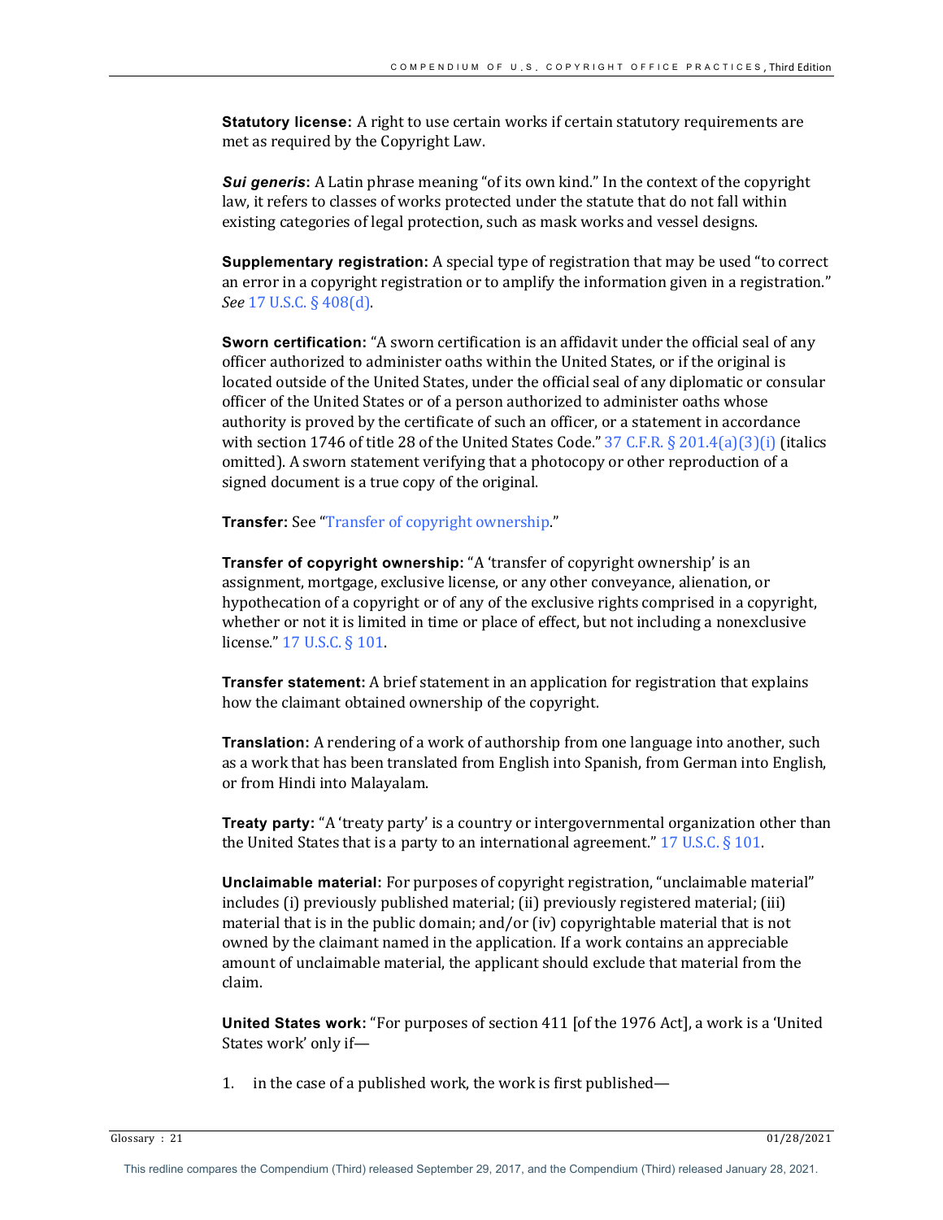**Statutory license:** A right to use certain works if certain statutory requirements are met as required by the Copyright Law.

***Sui generis*:** A Latin phrase meaning "of its own kind." In the context of the copyright law, it refers to classes of works protected under the statute that do not fall within existing categories of legal protection, such as mask works and vessel designs.

**Supplementary registration:** A special type of registration that may be used "to correct an error in a copyright registration or to amplify the information given in a registration." *See* 17 U.S.C. § 408(d).

**Sworn certification:** "A sworn certification is an affidavit under the official seal of any officer authorized to administer oaths within the United States, or if the original is located outside of the United States, under the official seal of any diplomatic or consular officer of the United States or of a person authorized to administer oaths whose authority is proved by the certificate of such an officer, or a statement in accordance with section 1746 of title 28 of the United States Code." 37 C.F.R. § 201.4(a)(3)(i) (italics omitted). A sworn statement verifying that a photocopy or other reproduction of a signed document is a true copy of the original.

**Transfer:** See "Transfer of copyright ownership."

**Transfer of copyright ownership:** "A 'transfer of copyright ownership' is an assignment, mortgage, exclusive license, or any other conveyance, alienation, or hypothecation of a copyright or of any of the exclusive rights comprised in a copyright, whether or not it is limited in time or place of effect, but not including a nonexclusive license." 17 U.S.C. § 101.

**Transfer statement:** A brief statement in an application for registration that explains how the claimant obtained ownership of the copyright.

**Translation:** A rendering of a work of authorship from one language into another, such as a work that has been translated from English into Spanish, from German into English, or from Hindi into Malayalam.

**Treaty party:** "A 'treaty party' is a country or intergovernmental organization other than the United States that is a party to an international agreement." 17 U.S.C. § 101.

**Unclaimable material:** For purposes of copyright registration, "unclaimable material" includes (i) previously published material; (ii) previously registered material; (iii) material that is in the public domain; and/or (iv) copyrightable material that is not owned by the claimant named in the application. If a work contains an appreciable amount of unclaimable material, the applicant should exclude that material from the claim.

**United States work:** "For purposes of section 411 [of the 1976 Act], a work is a 'United States work' only if—

1. in the case of a published work, the work is first published—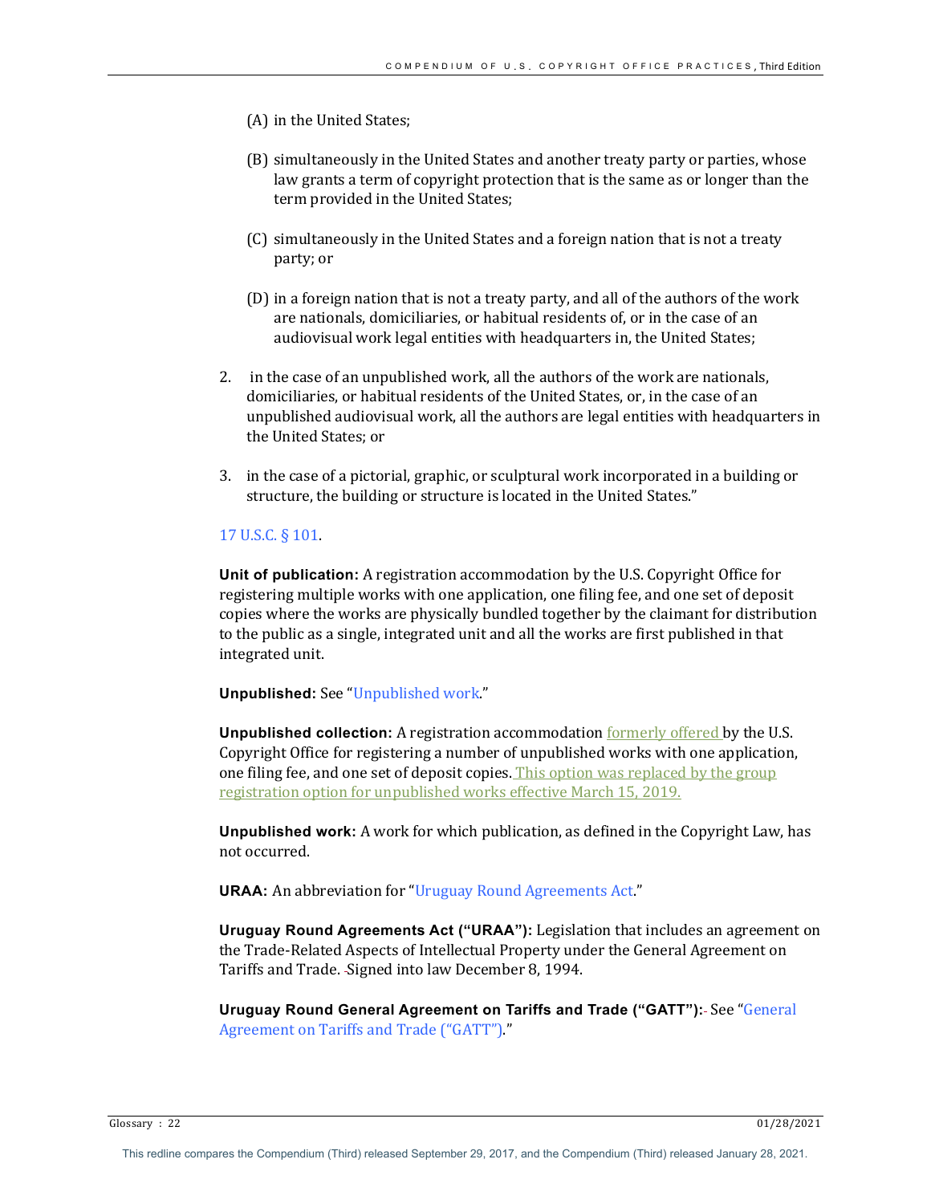(A) in the United States;

(B) simultaneously in the United States and another treaty party or parties, whose law grants a term of copyright protection that is the same as or longer than the term provided in the United States;

(C) simultaneously in the United States and a foreign nation that is not a treaty party; or

(D) in a foreign nation that is not a treaty party, and all of the authors of the work are nationals, domiciliaries, or habitual residents of, or in the case of an audiovisual work legal entities with headquarters in, the United States;

2. in the case of an unpublished work, all the authors of the work are nationals, domiciliaries, or habitual residents of the United States, or, in the case of an unpublished audiovisual work, all the authors are legal entities with headquarters in the United States; or

3. in the case of a pictorial, graphic, or sculptural work incorporated in a building or structure, the building or structure is located in the United States."

17 U.S.C. § 101.

**Unit of publication:** A registration accommodation by the U.S. Copyright Office for registering multiple works with one application, one filing fee, and one set of deposit copies where the works are physically bundled together by the claimant for distribution to the public as a single, integrated unit and all the works are first published in that integrated unit.

**Unpublished:** See "Unpublished work."

**Unpublished collection:** A registration accommodation formerly offered by the U.S. Copyright Office for registering a number of unpublished works with one application, one filing fee, and one set of deposit copies. This option was replaced by the group registration option for unpublished works effective March 15, 2019.

**Unpublished work:** A work for which publication, as defined in the Copyright Law, has not occurred.

**URAA:** An abbreviation for "Uruguay Round Agreements Act."

**Uruguay Round Agreements Act ("URAA"):** Legislation that includes an agreement on the Trade-Related Aspects of Intellectual Property under the General Agreement on Tariffs and Trade. Signed into law December 8, 1994.

**Uruguay Round General Agreement on Tariffs and Trade ("GATT"):** See "General Agreement on Tariffs and Trade ("GATT")."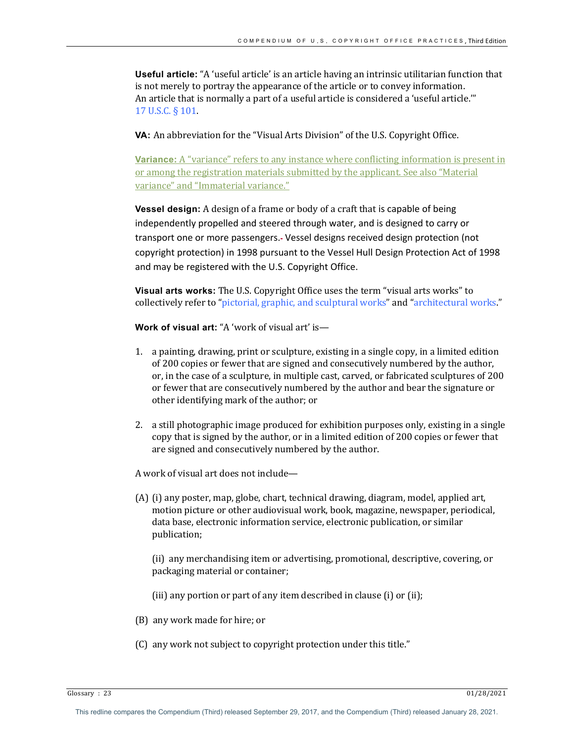**Useful article:** "A 'useful article' is an article having an intrinsic utilitarian function that is not merely to portray the appearance of the article or to convey information. An article that is normally a part of a useful article is considered a 'useful article.'" 17 U.S.C. § 101.

**VA:** An abbreviation for the "Visual Arts Division" of the U.S. Copyright Office.

**Variance:** A "variance" refers to any instance where conflicting information is present in or among the registration materials submitted by the applicant. See also "Material variance" and "Immaterial variance."

**Vessel design:** A design of a frame or body of a craft that is capable of being independently propelled and steered through water, and is designed to carry or transport one or more passengers. Vessel designs received design protection (not copyright protection) in 1998 pursuant to the Vessel Hull Design Protection Act of 1998 and may be registered with the U.S. Copyright Office.

**Visual arts works:** The U.S. Copyright Office uses the term "visual arts works" to collectively refer to "pictorial, graphic, and sculptural works" and "architectural works."

**Work of visual art:** "A 'work of visual art' is—

1. a painting, drawing, print or sculpture, existing in a single copy, in a limited edition of 200 copies or fewer that are signed and consecutively numbered by the author, or, in the case of a sculpture, in multiple cast, carved, or fabricated sculptures of 200 or fewer that are consecutively numbered by the author and bear the signature or other identifying mark of the author; or

2. a still photographic image produced for exhibition purposes only, existing in a single copy that is signed by the author, or in a limited edition of 200 copies or fewer that are signed and consecutively numbered by the author.

A work of visual art does not include—

(A) (i) any poster, map, globe, chart, technical drawing, diagram, model, applied art, motion picture or other audiovisual work, book, magazine, newspaper, periodical, data base, electronic information service, electronic publication, or similar publication;

(ii) any merchandising item or advertising, promotional, descriptive, covering, or packaging material or container;

(iii) any portion or part of any item described in clause (i) or (ii);

(B) any work made for hire; or

(C) any work not subject to copyright protection under this title."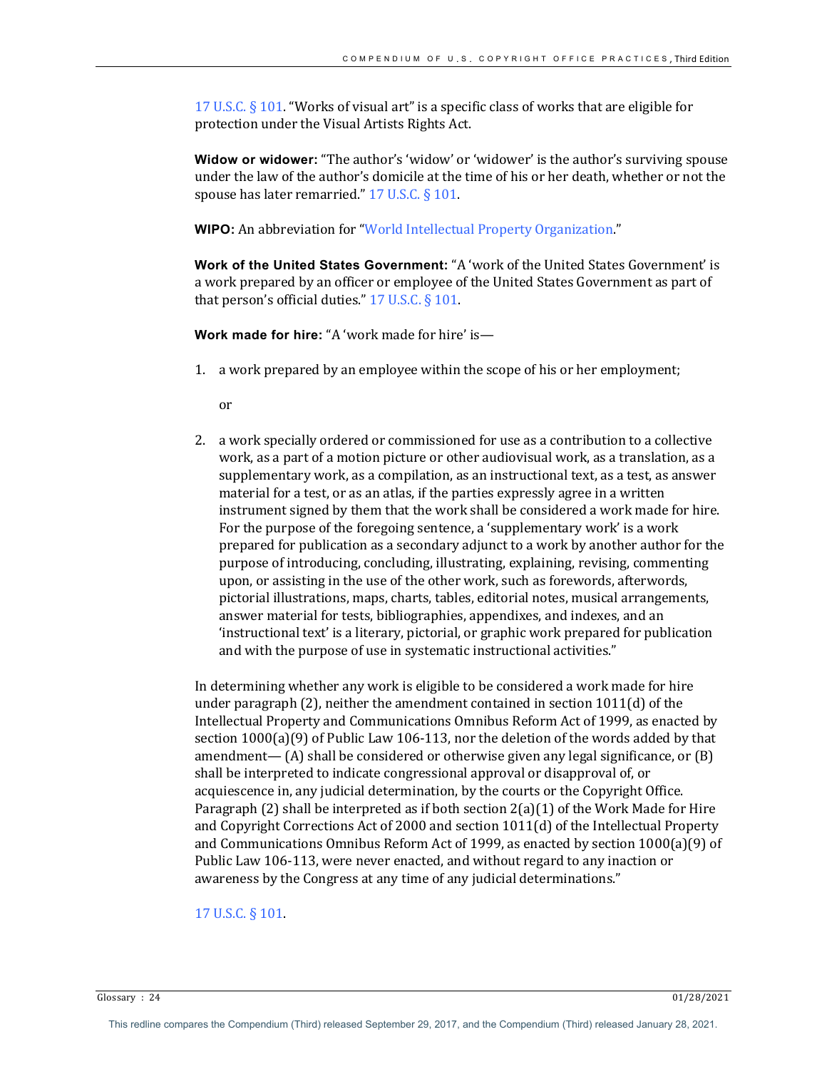17 U.S.C. § 101. "Works of visual art" is a specific class of works that are eligible for protection under the Visual Artists Rights Act.

**Widow or widower:** "The author's 'widow' or 'widower' is the author's surviving spouse under the law of the author's domicile at the time of his or her death, whether or not the spouse has later remarried." 17 U.S.C. § 101.

**WIPO:** An abbreviation for "World Intellectual Property Organization."

**Work of the United States Government:** "A 'work of the United States Government' is a work prepared by an officer or employee of the United States Government as part of that person's official duties." 17 U.S.C. § 101.

**Work made for hire:** "A 'work made for hire' is—

1. a work prepared by an employee within the scope of his or her employment;

   or

2. a work specially ordered or commissioned for use as a contribution to a collective work, as a part of a motion picture or other audiovisual work, as a translation, as a supplementary work, as a compilation, as an instructional text, as a test, as answer material for a test, or as an atlas, if the parties expressly agree in a written instrument signed by them that the work shall be considered a work made for hire. For the purpose of the foregoing sentence, a 'supplementary work' is a work prepared for publication as a secondary adjunct to a work by another author for the purpose of introducing, concluding, illustrating, explaining, revising, commenting upon, or assisting in the use of the other work, such as forewords, afterwords, pictorial illustrations, maps, charts, tables, editorial notes, musical arrangements, answer material for tests, bibliographies, appendixes, and indexes, and an 'instructional text' is a literary, pictorial, or graphic work prepared for publication and with the purpose of use in systematic instructional activities."

In determining whether any work is eligible to be considered a work made for hire under paragraph (2), neither the amendment contained in section 1011(d) of the Intellectual Property and Communications Omnibus Reform Act of 1999, as enacted by section 1000(a)(9) of Public Law 106-113, nor the deletion of the words added by that amendment— (A) shall be considered or otherwise given any legal significance, or (B) shall be interpreted to indicate congressional approval or disapproval of, or acquiescence in, any judicial determination, by the courts or the Copyright Office. Paragraph (2) shall be interpreted as if both section 2(a)(1) of the Work Made for Hire and Copyright Corrections Act of 2000 and section 1011(d) of the Intellectual Property and Communications Omnibus Reform Act of 1999, as enacted by section 1000(a)(9) of Public Law 106-113, were never enacted, and without regard to any inaction or awareness by the Congress at any time of any judicial determinations."

17 U.S.C. § 101.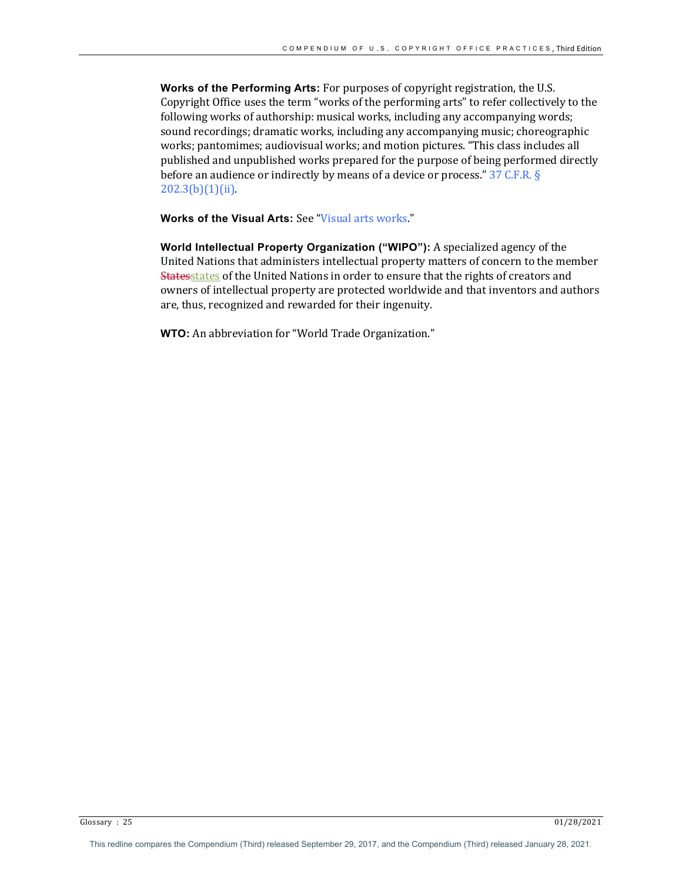**Works of the Performing Arts:** For purposes of copyright registration, the U.S. Copyright Office uses the term "works of the performing arts" to refer collectively to the following works of authorship: musical works, including any accompanying words; sound recordings; dramatic works, including any accompanying music; choreographic works; pantomimes; audiovisual works; and motion pictures. "This class includes all published and unpublished works prepared for the purpose of being performed directly before an audience or indirectly by means of a device or process." 37 C.F.R. § 202.3(b)(1)(ii).

**Works of the Visual Arts:** See "Visual arts works."

**World Intellectual Property Organization ("WIPO"):** A specialized agency of the United Nations that administers intellectual property matters of concern to the member ~~States~~states of the United Nations in order to ensure that the rights of creators and owners of intellectual property are protected worldwide and that inventors and authors are, thus, recognized and rewarded for their ingenuity.

**WTO:** An abbreviation for "World Trade Organization."

This redline compares the Compendium (Third) released September 29, 2017, and the Compendium (Third) released January 28, 2021.